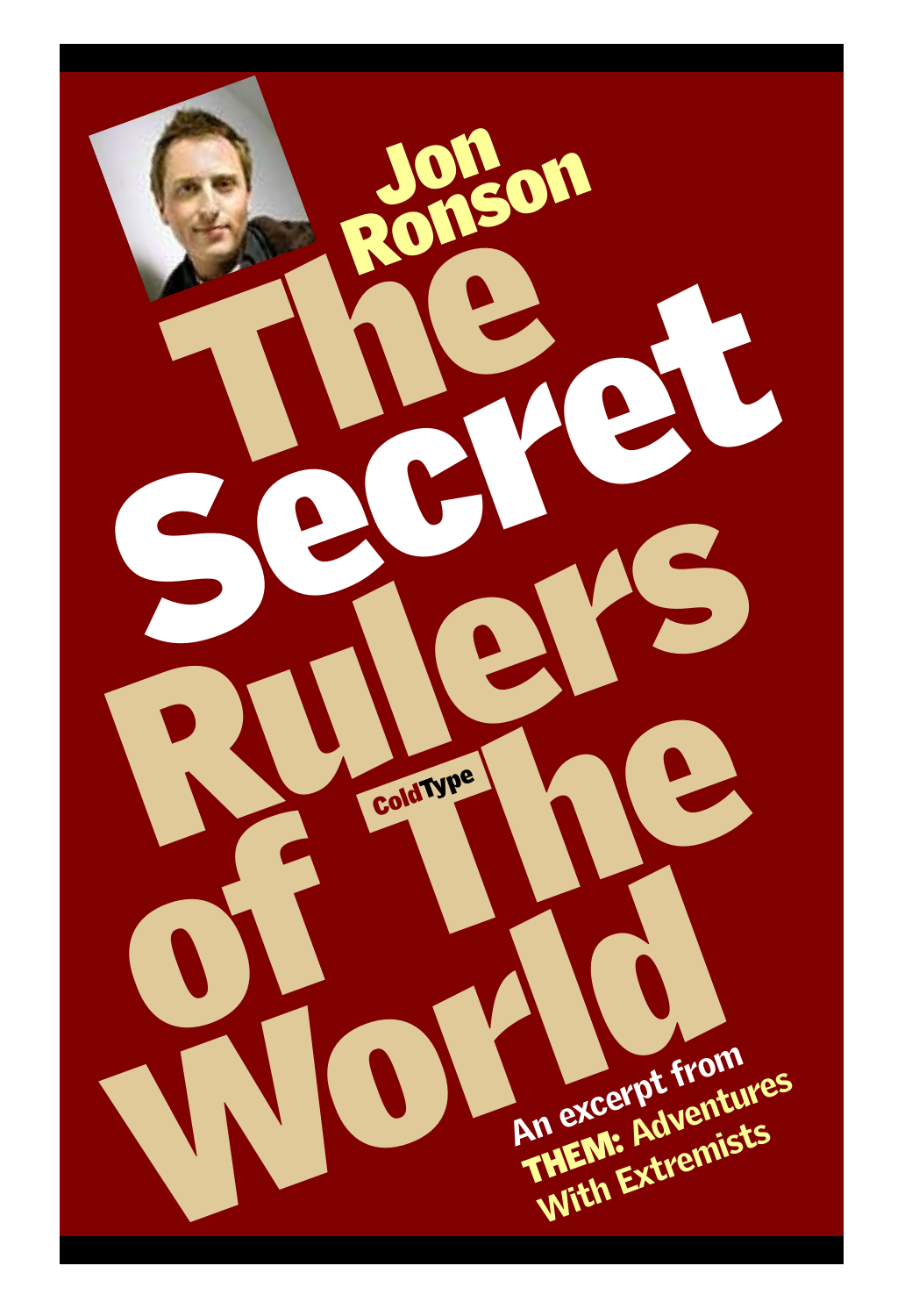# Jon Ronson

# The Secret Rulers of The World

ColdType

An excerpt from **THEM: Adventures With Extremists**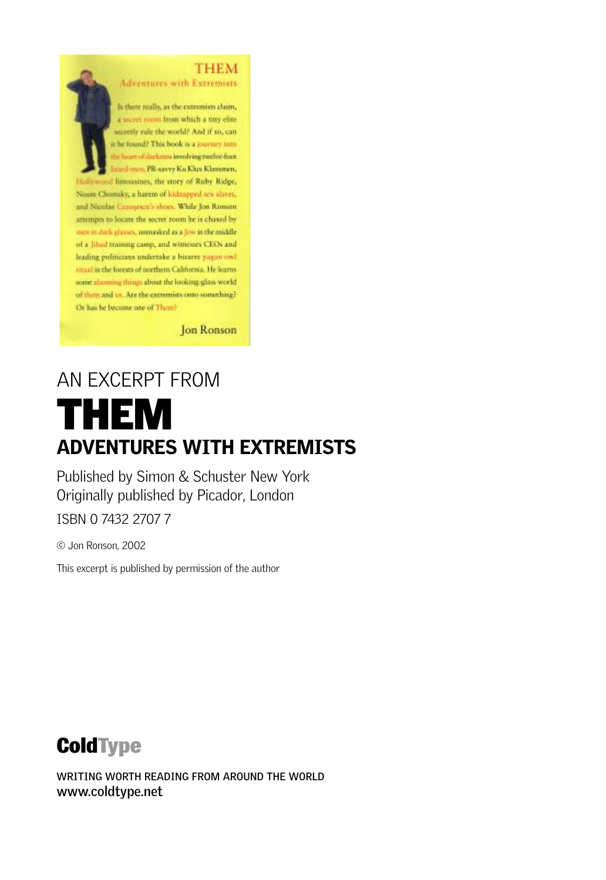THEM

Adventures with Extremists

Is there really, as the extremists claim, a secret room from which a tiny elite secretly rule the world? And if so, can it be found? This book is a journey into the heart of darkness involving twelve-foot lizard-men, PR-savvy Ku Klux Klansmen, Hollywood limousines, the story of Ruby Ridge, Noam Chomsky, a harem of kidnapped sex slaves, and Nicolae Ceausescu's shoes. While Jon Ronson attempts to locate the secret room he is chased by men in dark glasses, unmasked as a Jew in the middle of a Jihad training camp, and witnesses CEOs and leading politicians undertake a bizarre pagan owl ritual in the forests of northern California. He learns some alarming things about the looking-glass world of them and us. Are the extremists onto something? Or has he become one of Them?

Jon Ronson

AN EXCERPT FROM

# THEM

## ADVENTURES WITH EXTREMISTS

Published by Simon & Schuster New York

Originally published by Picador, London

ISBN 0 7432 2707 7

© Jon Ronson, 2002

This excerpt is published by permission of the author

**ColdType**

WRITING WORTH READING FROM AROUND THE WORLD

**www.coldtype.net**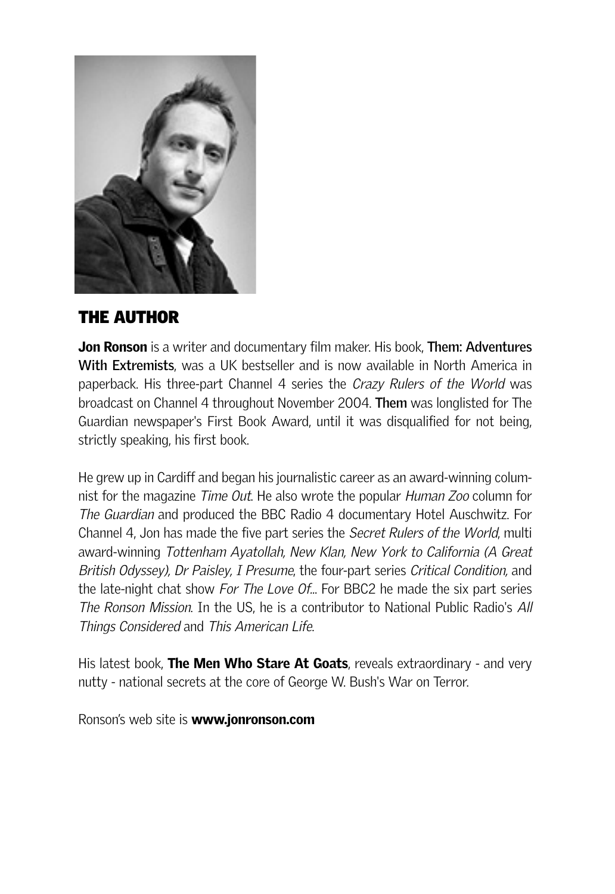## THE AUTHOR

**Jon Ronson** is a writer and documentary film maker. His book, **Them: Adventures With Extremists**, was a UK bestseller and is now available in North America in paperback. His three-part Channel 4 series the *Crazy Rulers of the World* was broadcast on Channel 4 throughout November 2004. **Them** was longlisted for The Guardian newspaper's First Book Award, until it was disqualified for not being, strictly speaking, his first book.

He grew up in Cardiff and began his journalistic career as an award-winning columnist for the magazine *Time Out*. He also wrote the popular *Human Zoo* column for *The Guardian* and produced the BBC Radio 4 documentary Hotel Auschwitz. For Channel 4, Jon has made the five part series the *Secret Rulers of the World*, multi award-winning *Tottenham Ayatollah, New Klan, New York to California (A Great British Odyssey), Dr Paisley, I Presume*, the four-part series *Critical Condition,* and the late-night chat show *For The Love Of...* For BBC2 he made the six part series *The Ronson Mission*. In the US, he is a contributor to National Public Radio's *All Things Considered* and *This American Life*.

His latest book, **The Men Who Stare At Goats**, reveals extraordinary - and very nutty - national secrets at the core of George W. Bush's War on Terror.

Ronson's web site is **www.jonronson.com**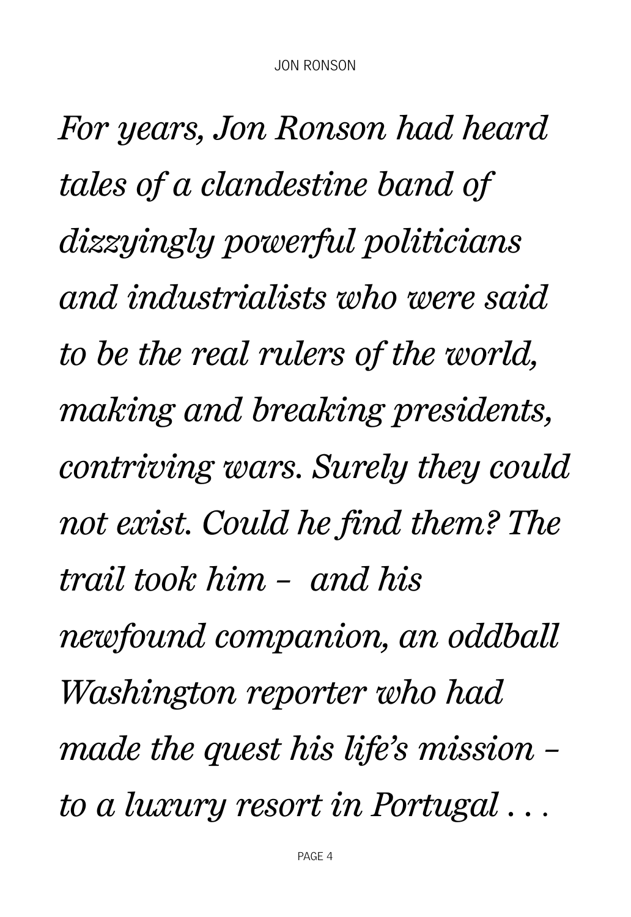*For years, Jon Ronson had heard tales of a clandestine band of dizzyingly powerful politicians and industrialists who were said to be the real rulers of the world, making and breaking presidents, contriving wars. Surely they could not exist. Could he find them? The trail took him – and his newfound companion, an oddball Washington reporter who had made the quest his life's mission – to a luxury resort in Portugal . . .*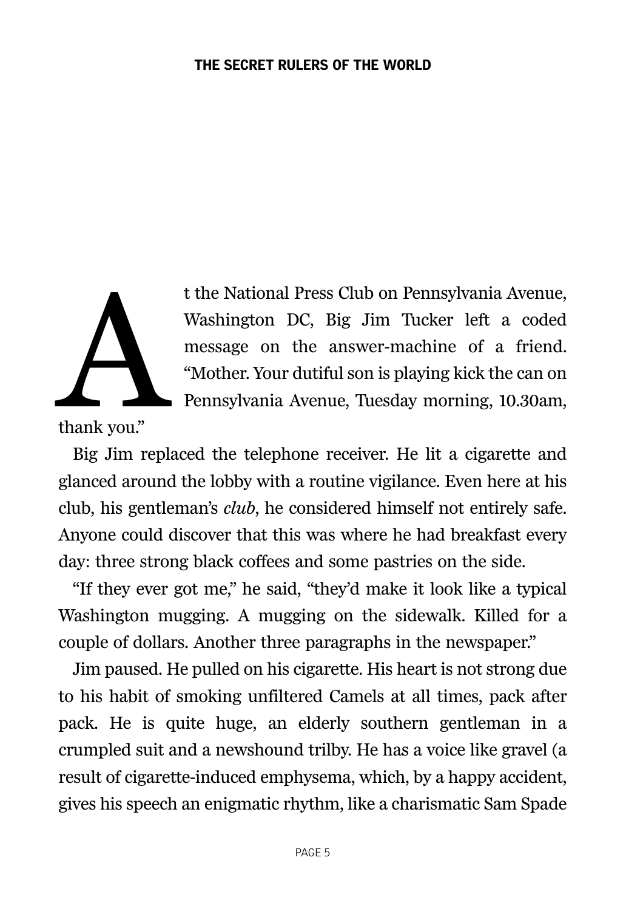At the National Press Club on Pennsylvania Avenue, Washington DC, Big Jim Tucker left a coded message on the answer-machine of a friend. "Mother. Your dutiful son is playing kick the can on Pennsylvania Avenue, Tuesday morning, 10.30am, thank you."

Big Jim replaced the telephone receiver. He lit a cigarette and glanced around the lobby with a routine vigilance. Even here at his club, his gentleman's *club*, he considered himself not entirely safe. Anyone could discover that this was where he had breakfast every day: three strong black coffees and some pastries on the side.

"If they ever got me," he said, "they'd make it look like a typical Washington mugging. A mugging on the sidewalk. Killed for a couple of dollars. Another three paragraphs in the newspaper."

Jim paused. He pulled on his cigarette. His heart is not strong due to his habit of smoking unfiltered Camels at all times, pack after pack. He is quite huge, an elderly southern gentleman in a crumpled suit and a newshound trilby. He has a voice like gravel (a result of cigarette-induced emphysema, which, by a happy accident, gives his speech an enigmatic rhythm, like a charismatic Sam Spade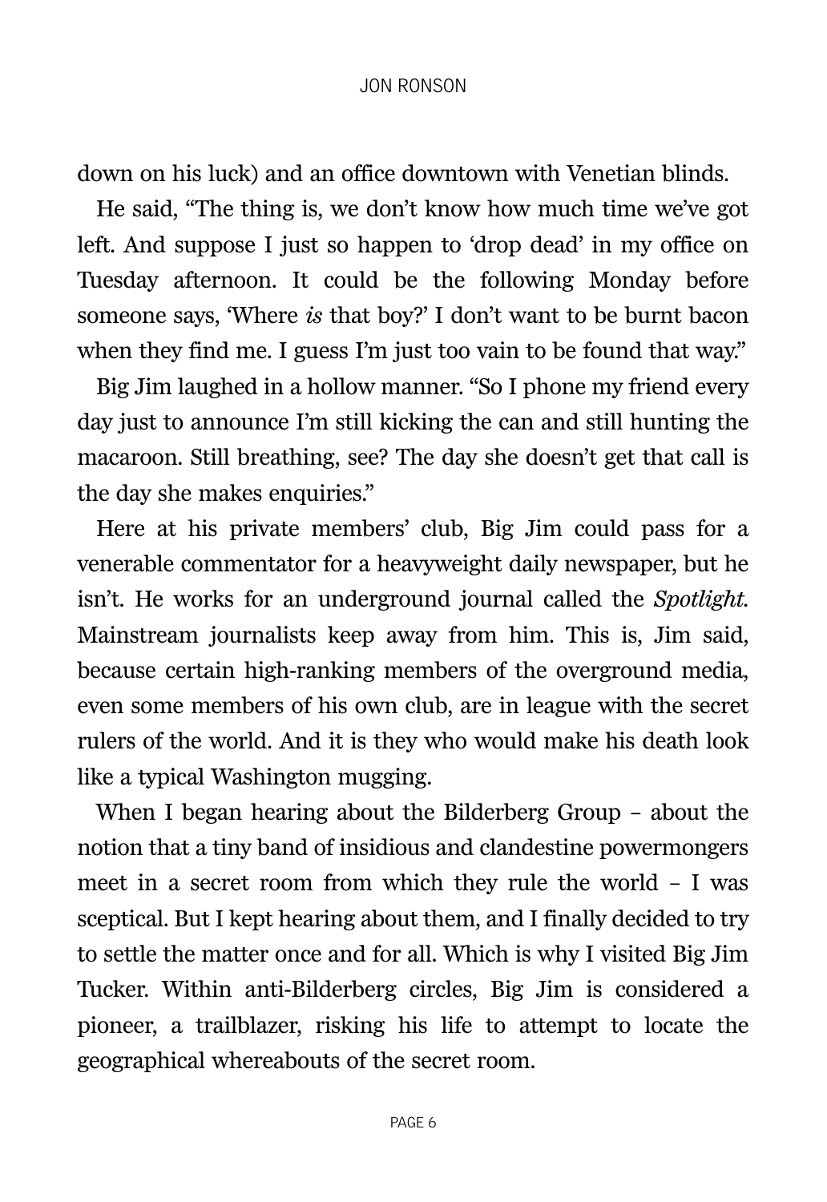down on his luck) and an office downtown with Venetian blinds.

He said, "The thing is, we don't know how much time we've got left. And suppose I just so happen to 'drop dead' in my office on Tuesday afternoon. It could be the following Monday before someone says, 'Where *is* that boy?' I don't want to be burnt bacon when they find me. I guess I'm just too vain to be found that way."

Big Jim laughed in a hollow manner. "So I phone my friend every day just to announce I'm still kicking the can and still hunting the macaroon. Still breathing, see? The day she doesn't get that call is the day she makes enquiries."

Here at his private members' club, Big Jim could pass for a venerable commentator for a heavyweight daily newspaper, but he isn't. He works for an underground journal called the *Spotlight*. Mainstream journalists keep away from him. This is, Jim said, because certain high-ranking members of the overground media, even some members of his own club, are in league with the secret rulers of the world. And it is they who would make his death look like a typical Washington mugging.

When I began hearing about the Bilderberg Group – about the notion that a tiny band of insidious and clandestine powermongers meet in a secret room from which they rule the world – I was sceptical. But I kept hearing about them, and I finally decided to try to settle the matter once and for all. Which is why I visited Big Jim Tucker. Within anti-Bilderberg circles, Big Jim is considered a pioneer, a trailblazer, risking his life to attempt to locate the geographical whereabouts of the secret room.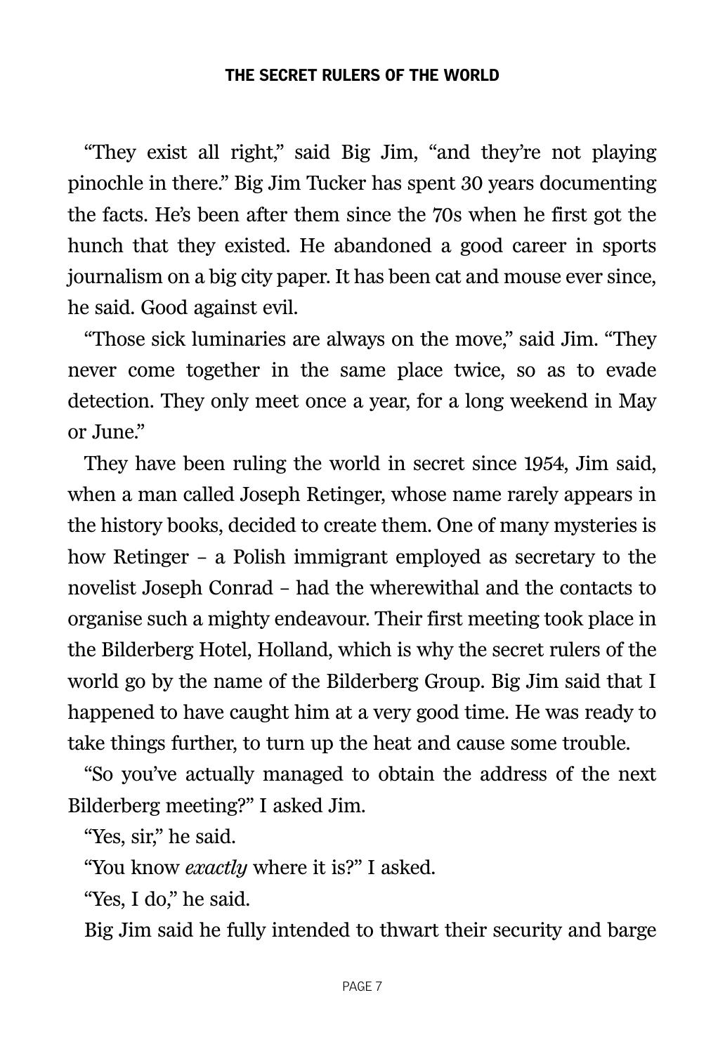"They exist all right," said Big Jim, "and they're not playing pinochle in there." Big Jim Tucker has spent 30 years documenting the facts. He's been after them since the 70s when he first got the hunch that they existed. He abandoned a good career in sports journalism on a big city paper. It has been cat and mouse ever since, he said. Good against evil.

"Those sick luminaries are always on the move," said Jim. "They never come together in the same place twice, so as to evade detection. They only meet once a year, for a long weekend in May or June."

They have been ruling the world in secret since 1954, Jim said, when a man called Joseph Retinger, whose name rarely appears in the history books, decided to create them. One of many mysteries is how Retinger – a Polish immigrant employed as secretary to the novelist Joseph Conrad – had the wherewithal and the contacts to organise such a mighty endeavour. Their first meeting took place in the Bilderberg Hotel, Holland, which is why the secret rulers of the world go by the name of the Bilderberg Group. Big Jim said that I happened to have caught him at a very good time. He was ready to take things further, to turn up the heat and cause some trouble.

"So you've actually managed to obtain the address of the next Bilderberg meeting?" I asked Jim.

"Yes, sir," he said.

"You know *exactly* where it is?" I asked.

"Yes, I do," he said.

Big Jim said he fully intended to thwart their security and barge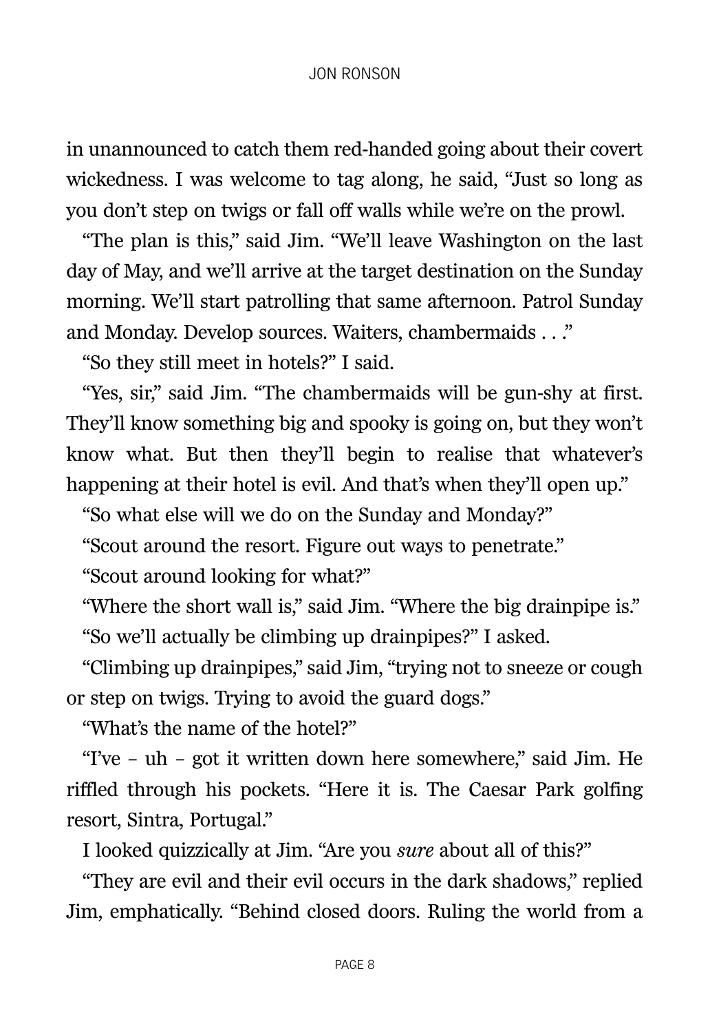in unannounced to catch them red-handed going about their covert wickedness. I was welcome to tag along, he said, "Just so long as you don't step on twigs or fall off walls while we're on the prowl.

"The plan is this," said Jim. "We'll leave Washington on the last day of May, and we'll arrive at the target destination on the Sunday morning. We'll start patrolling that same afternoon. Patrol Sunday and Monday. Develop sources. Waiters, chambermaids . . ."

"So they still meet in hotels?" I said.

"Yes, sir," said Jim. "The chambermaids will be gun-shy at first. They'll know something big and spooky is going on, but they won't know what. But then they'll begin to realise that whatever's happening at their hotel is evil. And that's when they'll open up."

"So what else will we do on the Sunday and Monday?"

"Scout around the resort. Figure out ways to penetrate."

"Scout around looking for what?"

"Where the short wall is," said Jim. "Where the big drainpipe is."

"So we'll actually be climbing up drainpipes?" I asked.

"Climbing up drainpipes," said Jim, "trying not to sneeze or cough or step on twigs. Trying to avoid the guard dogs."

"What's the name of the hotel?"

"I've – uh – got it written down here somewhere," said Jim. He riffled through his pockets. "Here it is. The Caesar Park golfing resort, Sintra, Portugal."

I looked quizzically at Jim. "Are you *sure* about all of this?"

"They are evil and their evil occurs in the dark shadows," replied Jim, emphatically. "Behind closed doors. Ruling the world from a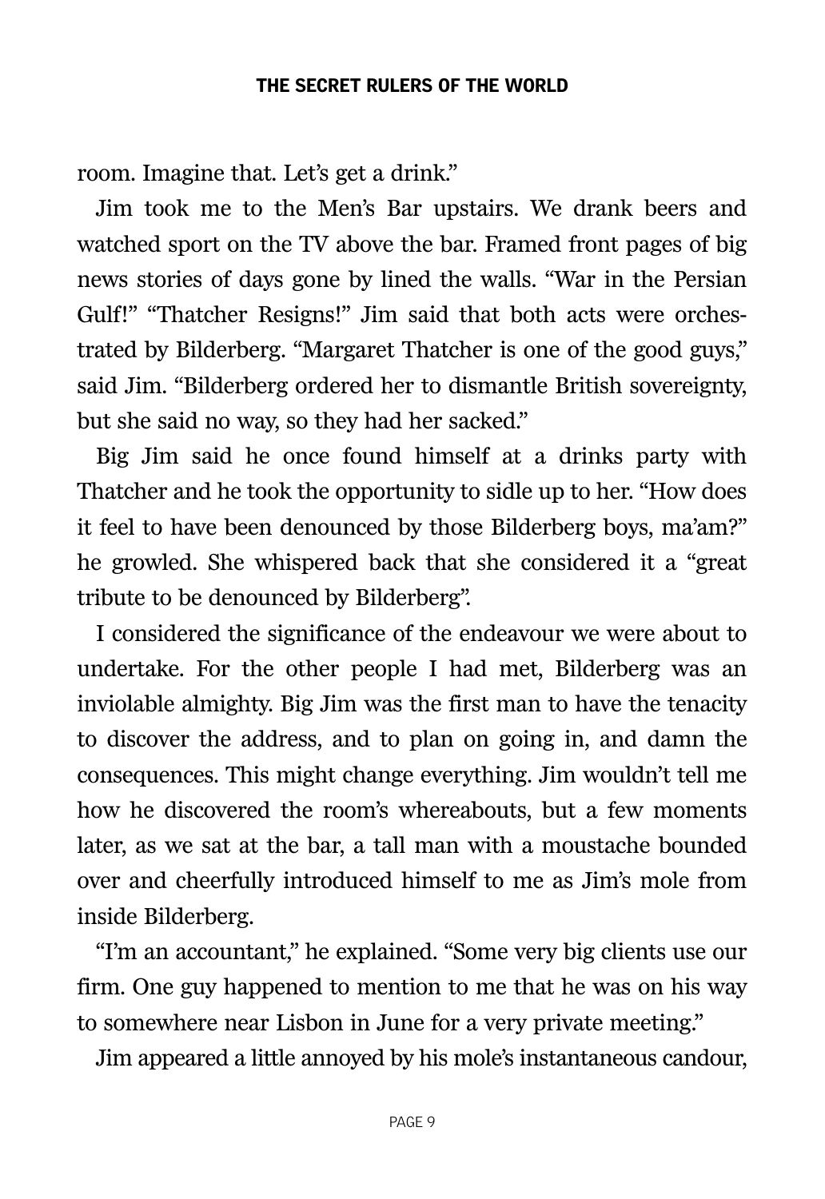room. Imagine that. Let's get a drink."

Jim took me to the Men's Bar upstairs. We drank beers and watched sport on the TV above the bar. Framed front pages of big news stories of days gone by lined the walls. "War in the Persian Gulf!" "Thatcher Resigns!" Jim said that both acts were orchestrated by Bilderberg. "Margaret Thatcher is one of the good guys," said Jim. "Bilderberg ordered her to dismantle British sovereignty, but she said no way, so they had her sacked."

Big Jim said he once found himself at a drinks party with Thatcher and he took the opportunity to sidle up to her. "How does it feel to have been denounced by those Bilderberg boys, ma'am?" he growled. She whispered back that she considered it a "great tribute to be denounced by Bilderberg".

I considered the significance of the endeavour we were about to undertake. For the other people I had met, Bilderberg was an inviolable almighty. Big Jim was the first man to have the tenacity to discover the address, and to plan on going in, and damn the consequences. This might change everything. Jim wouldn't tell me how he discovered the room's whereabouts, but a few moments later, as we sat at the bar, a tall man with a moustache bounded over and cheerfully introduced himself to me as Jim's mole from inside Bilderberg.

"I'm an accountant," he explained. "Some very big clients use our firm. One guy happened to mention to me that he was on his way to somewhere near Lisbon in June for a very private meeting."

Jim appeared a little annoyed by his mole's instantaneous candour,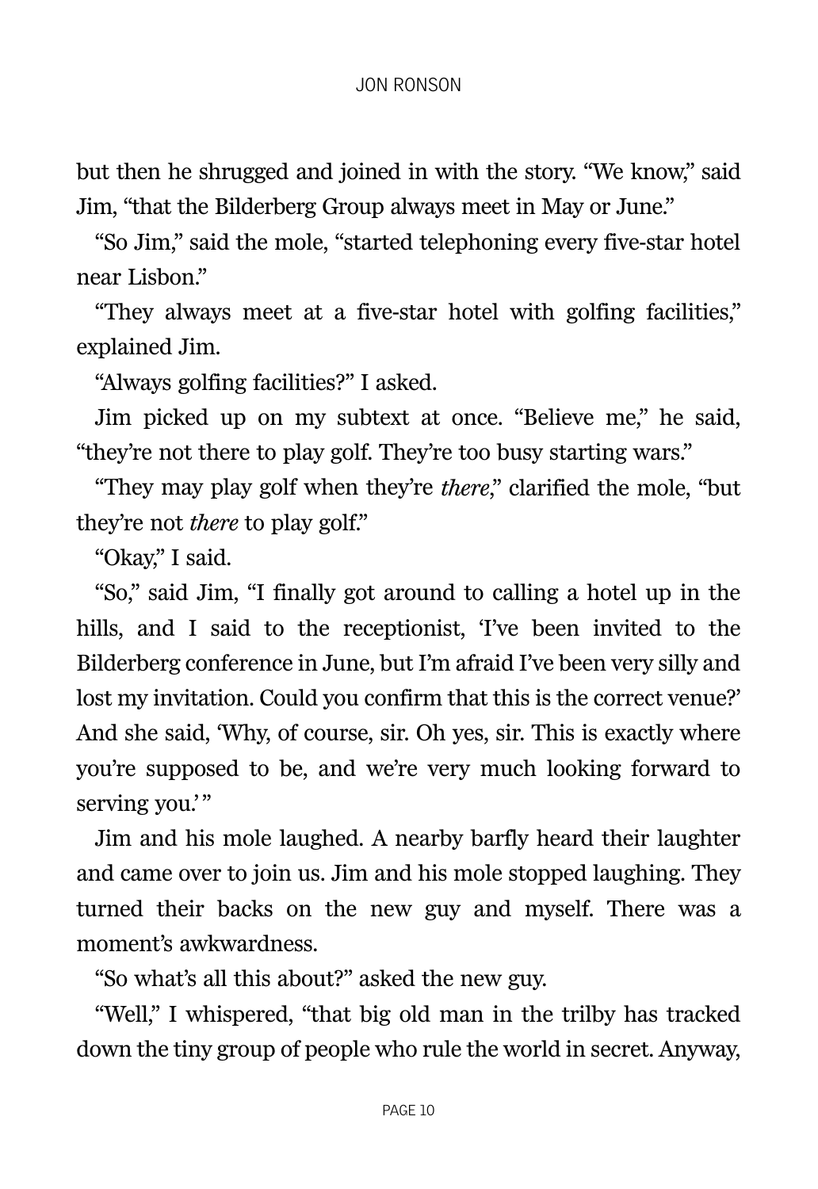but then he shrugged and joined in with the story. "We know," said Jim, "that the Bilderberg Group always meet in May or June."

"So Jim," said the mole, "started telephoning every five-star hotel near Lisbon."

"They always meet at a five-star hotel with golfing facilities," explained Jim.

"Always golfing facilities?" I asked.

Jim picked up on my subtext at once. "Believe me," he said, "they're not there to play golf. They're too busy starting wars."

"They may play golf when they're *there*," clarified the mole, "but they're not *there* to play golf."

"Okay," I said.

"So," said Jim, "I finally got around to calling a hotel up in the hills, and I said to the receptionist, 'I've been invited to the Bilderberg conference in June, but I'm afraid I've been very silly and lost my invitation. Could you confirm that this is the correct venue?' And she said, 'Why, of course, sir. Oh yes, sir. This is exactly where you're supposed to be, and we're very much looking forward to serving you.' "

Jim and his mole laughed. A nearby barfly heard their laughter and came over to join us. Jim and his mole stopped laughing. They turned their backs on the new guy and myself. There was a moment's awkwardness.

"So what's all this about?" asked the new guy.

"Well," I whispered, "that big old man in the trilby has tracked down the tiny group of people who rule the world in secret. Anyway,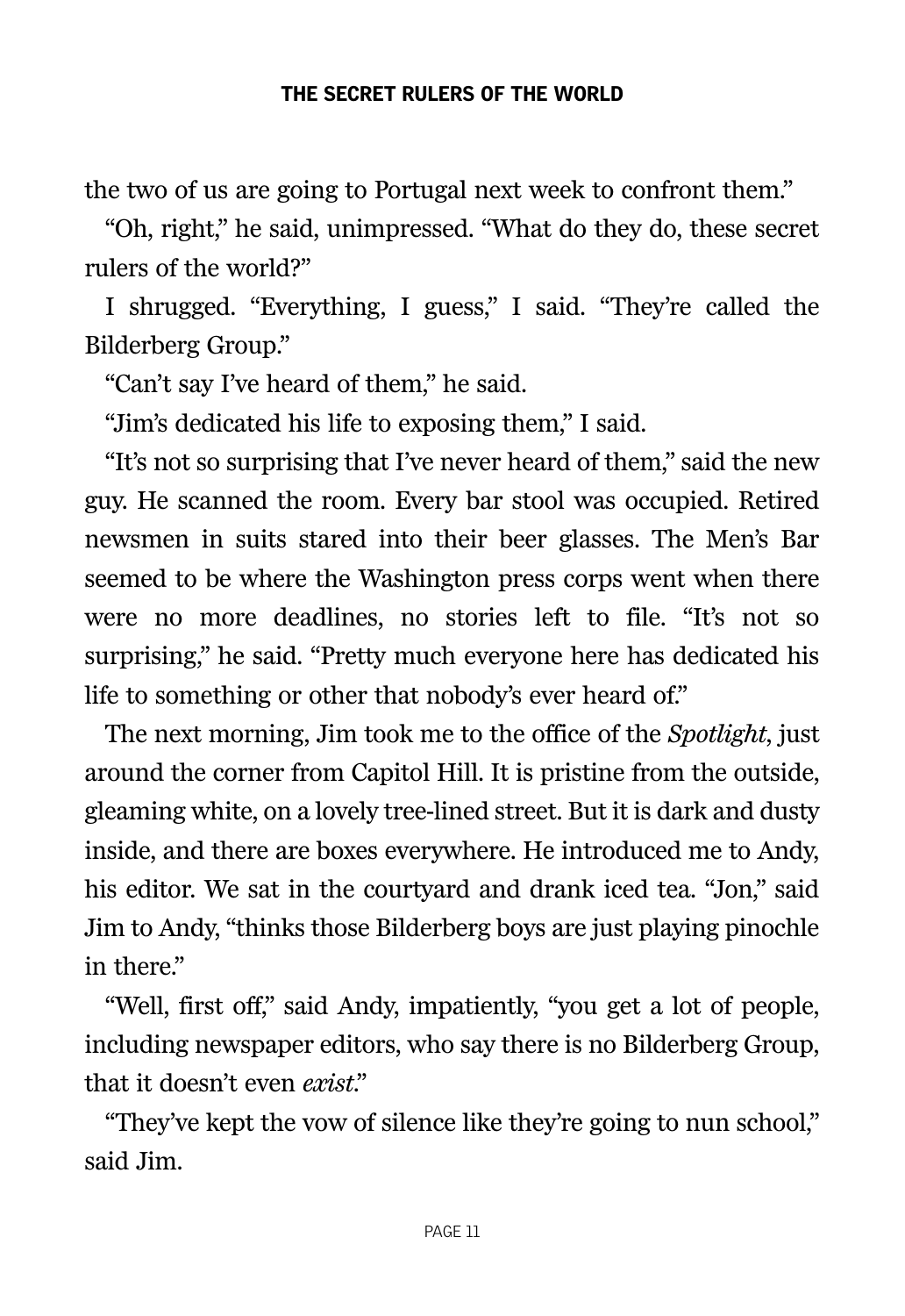the two of us are going to Portugal next week to confront them."

"Oh, right," he said, unimpressed. "What do they do, these secret rulers of the world?"

I shrugged. "Everything, I guess," I said. "They're called the Bilderberg Group."

"Can't say I've heard of them," he said.

"Jim's dedicated his life to exposing them," I said.

"It's not so surprising that I've never heard of them," said the new guy. He scanned the room. Every bar stool was occupied. Retired newsmen in suits stared into their beer glasses. The Men's Bar seemed to be where the Washington press corps went when there were no more deadlines, no stories left to file. "It's not so surprising," he said. "Pretty much everyone here has dedicated his life to something or other that nobody's ever heard of."

The next morning, Jim took me to the office of the *Spotlight*, just around the corner from Capitol Hill. It is pristine from the outside, gleaming white, on a lovely tree-lined street. But it is dark and dusty inside, and there are boxes everywhere. He introduced me to Andy, his editor. We sat in the courtyard and drank iced tea. "Jon," said Jim to Andy, "thinks those Bilderberg boys are just playing pinochle in there."

"Well, first off," said Andy, impatiently, "you get a lot of people, including newspaper editors, who say there is no Bilderberg Group, that it doesn't even *exist*."

"They've kept the vow of silence like they're going to nun school," said Jim.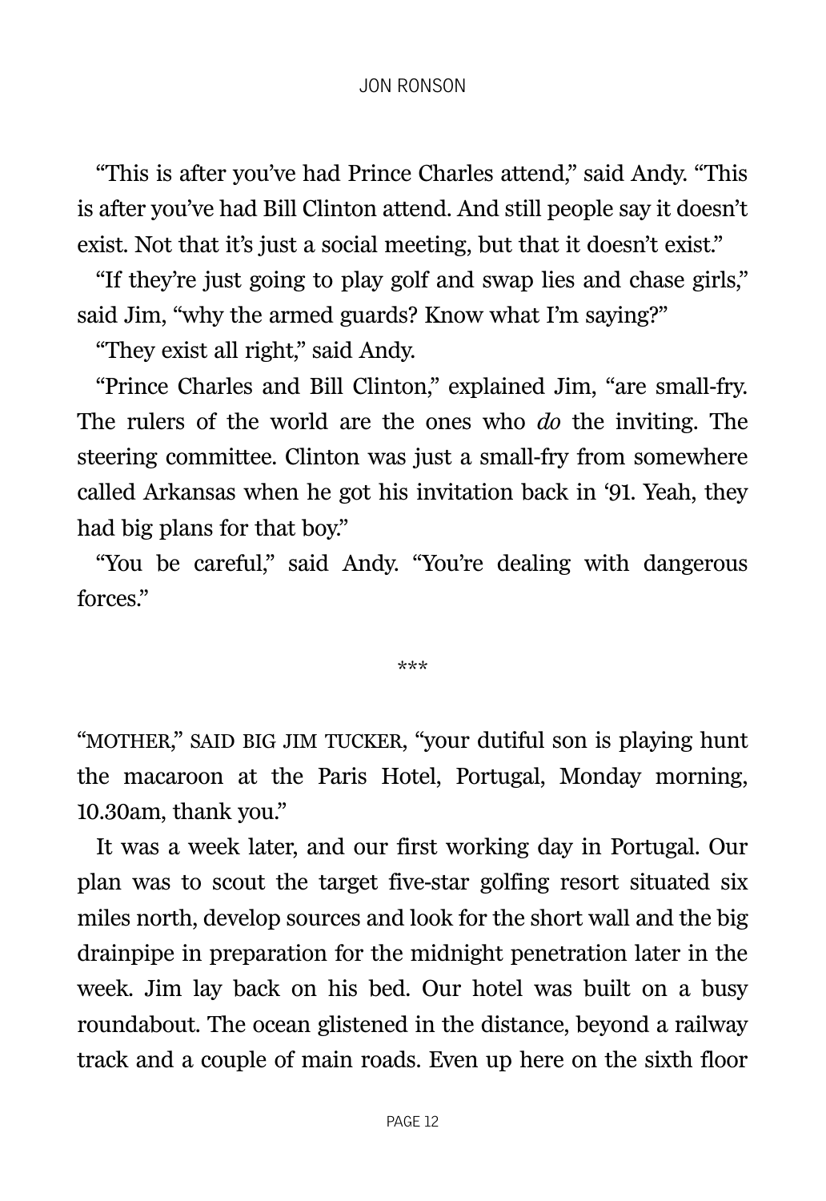“This is after you’ve had Prince Charles attend,” said Andy. “This is after you’ve had Bill Clinton attend. And still people say it doesn’t exist. Not that it’s just a social meeting, but that it doesn’t exist.”

“If they’re just going to play golf and swap lies and chase girls,” said Jim, “why the armed guards? Know what I’m saying?”

“They exist all right,” said Andy.

“Prince Charles and Bill Clinton,” explained Jim, “are small-fry. The rulers of the world are the ones who *do* the inviting. The steering committee. Clinton was just a small-fry from somewhere called Arkansas when he got his invitation back in ‘91. Yeah, they had big plans for that boy.”

“You be careful,” said Andy. “You’re dealing with dangerous forces.”

***

“MOTHER,” SAID BIG JIM TUCKER, “your dutiful son is playing hunt the macaroon at the Paris Hotel, Portugal, Monday morning, 10.30am, thank you.”

It was a week later, and our first working day in Portugal. Our plan was to scout the target five-star golfing resort situated six miles north, develop sources and look for the short wall and the big drainpipe in preparation for the midnight penetration later in the week. Jim lay back on his bed. Our hotel was built on a busy roundabout. The ocean glistened in the distance, beyond a railway track and a couple of main roads. Even up here on the sixth floor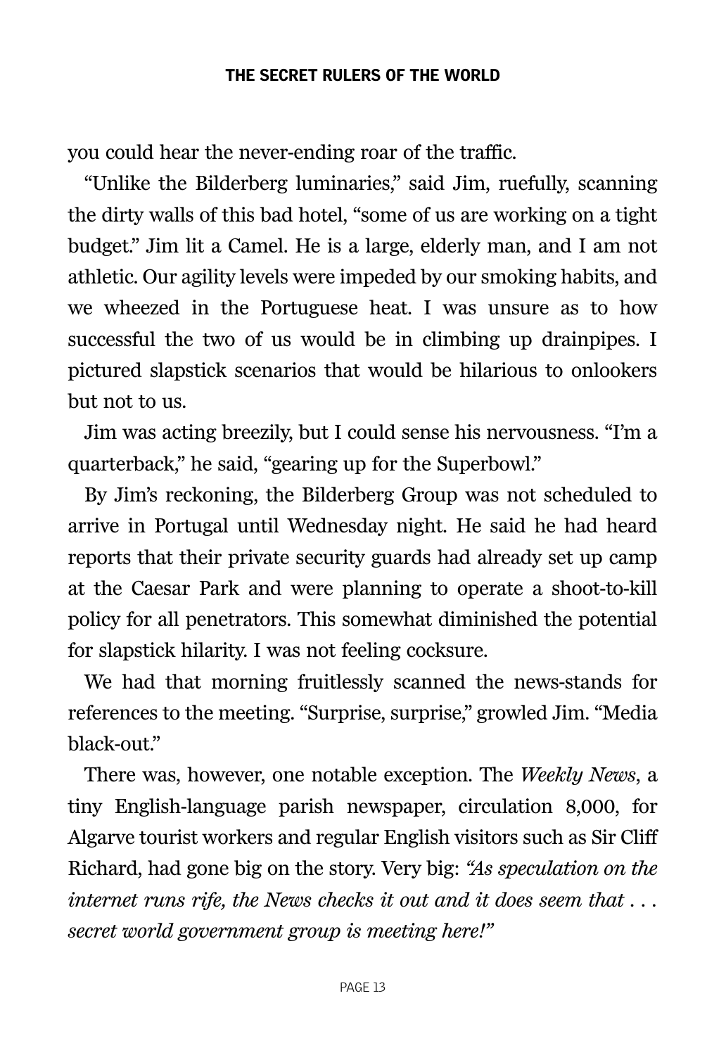you could hear the never-ending roar of the traffic.

"Unlike the Bilderberg luminaries," said Jim, ruefully, scanning the dirty walls of this bad hotel, "some of us are working on a tight budget." Jim lit a Camel. He is a large, elderly man, and I am not athletic. Our agility levels were impeded by our smoking habits, and we wheezed in the Portuguese heat. I was unsure as to how successful the two of us would be in climbing up drainpipes. I pictured slapstick scenarios that would be hilarious to onlookers but not to us.

Jim was acting breezily, but I could sense his nervousness. "I'm a quarterback," he said, "gearing up for the Superbowl."

By Jim's reckoning, the Bilderberg Group was not scheduled to arrive in Portugal until Wednesday night. He said he had heard reports that their private security guards had already set up camp at the Caesar Park and were planning to operate a shoot-to-kill policy for all penetrators. This somewhat diminished the potential for slapstick hilarity. I was not feeling cocksure.

We had that morning fruitlessly scanned the news-stands for references to the meeting. "Surprise, surprise," growled Jim. "Media black-out."

There was, however, one notable exception. The *Weekly News*, a tiny English-language parish newspaper, circulation 8,000, for Algarve tourist workers and regular English visitors such as Sir Cliff Richard, had gone big on the story. Very big: *"As speculation on the internet runs rife, the News checks it out and it does seem that . . . secret world government group is meeting here!"*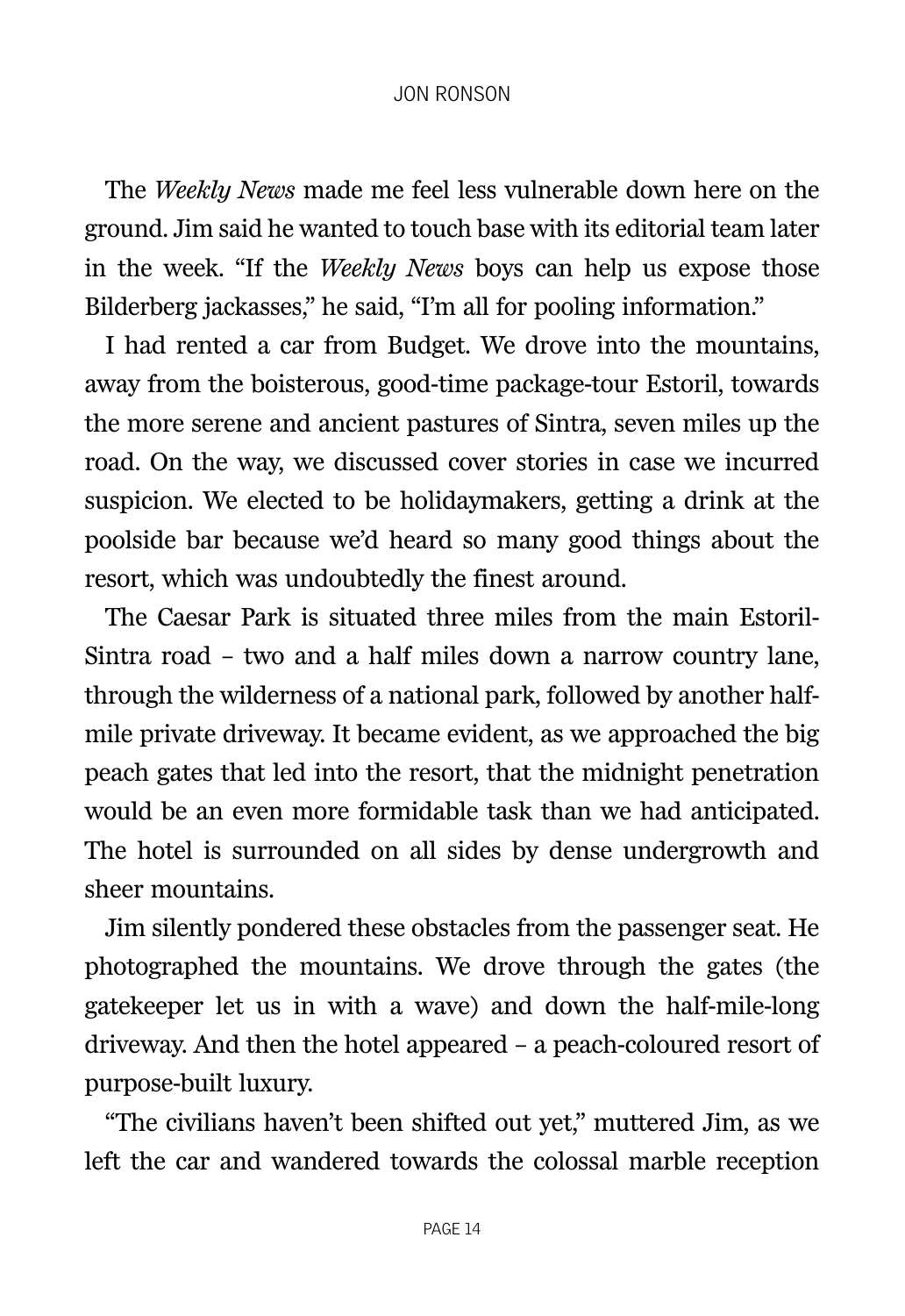The *Weekly News* made me feel less vulnerable down here on the ground. Jim said he wanted to touch base with its editorial team later in the week. "If the *Weekly News* boys can help us expose those Bilderberg jackasses," he said, "I'm all for pooling information."

I had rented a car from Budget. We drove into the mountains, away from the boisterous, good-time package-tour Estoril, towards the more serene and ancient pastures of Sintra, seven miles up the road. On the way, we discussed cover stories in case we incurred suspicion. We elected to be holidaymakers, getting a drink at the poolside bar because we'd heard so many good things about the resort, which was undoubtedly the finest around.

The Caesar Park is situated three miles from the main Estoril-Sintra road – two and a half miles down a narrow country lane, through the wilderness of a national park, followed by another half-mile private driveway. It became evident, as we approached the big peach gates that led into the resort, that the midnight penetration would be an even more formidable task than we had anticipated. The hotel is surrounded on all sides by dense undergrowth and sheer mountains.

Jim silently pondered these obstacles from the passenger seat. He photographed the mountains. We drove through the gates (the gatekeeper let us in with a wave) and down the half-mile-long driveway. And then the hotel appeared – a peach-coloured resort of purpose-built luxury.

"The civilians haven't been shifted out yet," muttered Jim, as we left the car and wandered towards the colossal marble reception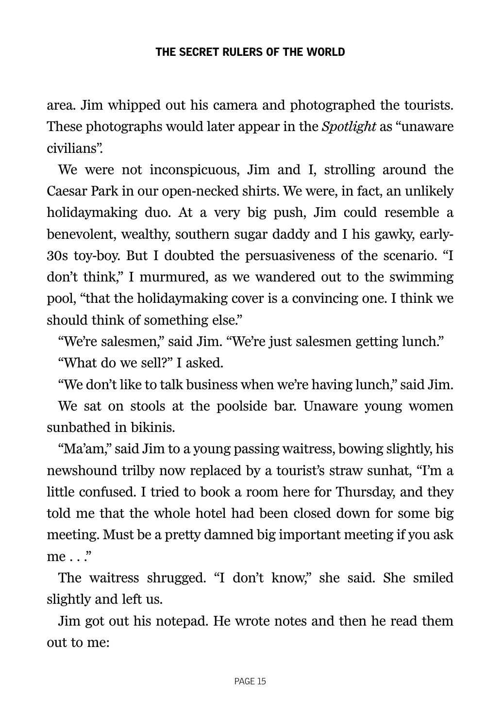area. Jim whipped out his camera and photographed the tourists. These photographs would later appear in the *Spotlight* as "unaware civilians".

We were not inconspicuous, Jim and I, strolling around the Caesar Park in our open-necked shirts. We were, in fact, an unlikely holidaymaking duo. At a very big push, Jim could resemble a benevolent, wealthy, southern sugar daddy and I his gawky, early-30s toy-boy. But I doubted the persuasiveness of the scenario. "I don't think," I murmured, as we wandered out to the swimming pool, "that the holidaymaking cover is a convincing one. I think we should think of something else."

"We're salesmen," said Jim. "We're just salesmen getting lunch."

"What do we sell?" I asked.

"We don't like to talk business when we're having lunch," said Jim.

We sat on stools at the poolside bar. Unaware young women sunbathed in bikinis.

"Ma'am," said Jim to a young passing waitress, bowing slightly, his newshound trilby now replaced by a tourist's straw sunhat, "I'm a little confused. I tried to book a room here for Thursday, and they told me that the whole hotel had been closed down for some big meeting. Must be a pretty damned big important meeting if you ask me . . ."

The waitress shrugged. "I don't know," she said. She smiled slightly and left us.

Jim got out his notepad. He wrote notes and then he read them out to me: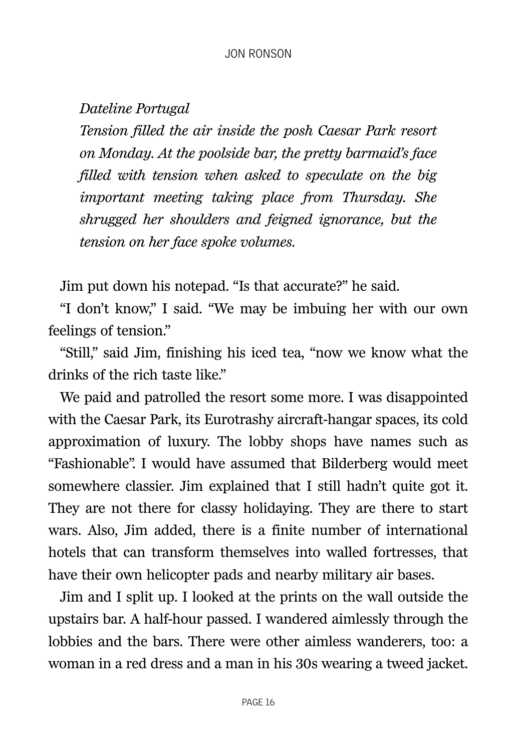*Dateline Portugal*

*Tension filled the air inside the posh Caesar Park resort on Monday. At the poolside bar, the pretty barmaid's face filled with tension when asked to speculate on the big important meeting taking place from Thursday. She shrugged her shoulders and feigned ignorance, but the tension on her face spoke volumes.*

Jim put down his notepad. "Is that accurate?" he said.

"I don't know," I said. "We may be imbuing her with our own feelings of tension."

"Still," said Jim, finishing his iced tea, "now we know what the drinks of the rich taste like."

We paid and patrolled the resort some more. I was disappointed with the Caesar Park, its Eurotrashy aircraft-hangar spaces, its cold approximation of luxury. The lobby shops have names such as "Fashionable". I would have assumed that Bilderberg would meet somewhere classier. Jim explained that I still hadn't quite got it. They are not there for classy holidaying. They are there to start wars. Also, Jim added, there is a finite number of international hotels that can transform themselves into walled fortresses, that have their own helicopter pads and nearby military air bases.

Jim and I split up. I looked at the prints on the wall outside the upstairs bar. A half-hour passed. I wandered aimlessly through the lobbies and the bars. There were other aimless wanderers, too: a woman in a red dress and a man in his 30s wearing a tweed jacket.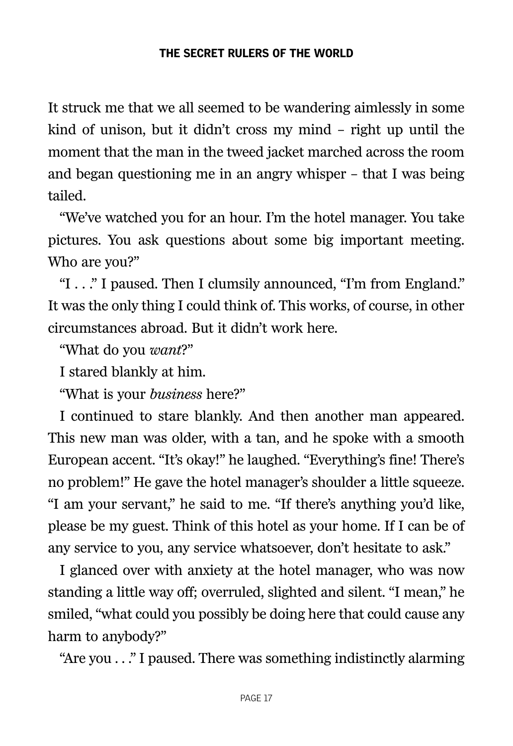It struck me that we all seemed to be wandering aimlessly in some kind of unison, but it didn't cross my mind – right up until the moment that the man in the tweed jacket marched across the room and began questioning me in an angry whisper – that I was being tailed.

"We've watched you for an hour. I'm the hotel manager. You take pictures. You ask questions about some big important meeting. Who are you?"

"I . . ." I paused. Then I clumsily announced, "I'm from England." It was the only thing I could think of. This works, of course, in other circumstances abroad. But it didn't work here.

"What do you *want*?"

I stared blankly at him.

"What is your *business* here?"

I continued to stare blankly. And then another man appeared. This new man was older, with a tan, and he spoke with a smooth European accent. "It's okay!" he laughed. "Everything's fine! There's no problem!" He gave the hotel manager's shoulder a little squeeze. "I am your servant," he said to me. "If there's anything you'd like, please be my guest. Think of this hotel as your home. If I can be of any service to you, any service whatsoever, don't hesitate to ask."

I glanced over with anxiety at the hotel manager, who was now standing a little way off; overruled, slighted and silent. "I mean," he smiled, "what could you possibly be doing here that could cause any harm to anybody?"

"Are you . . ." I paused. There was something indistinctly alarming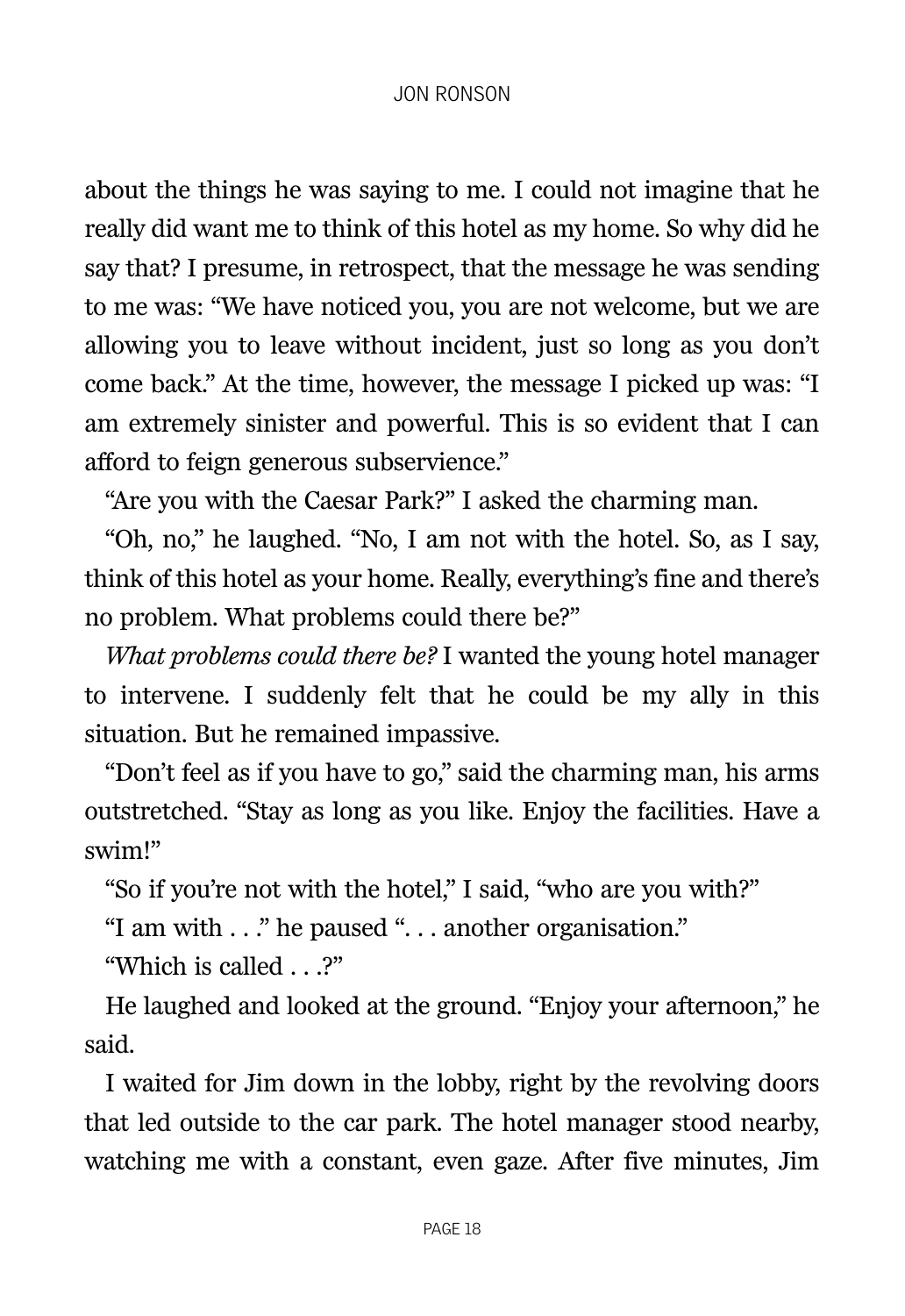about the things he was saying to me. I could not imagine that he really did want me to think of this hotel as my home. So why did he say that? I presume, in retrospect, that the message he was sending to me was: "We have noticed you, you are not welcome, but we are allowing you to leave without incident, just so long as you don't come back." At the time, however, the message I picked up was: "I am extremely sinister and powerful. This is so evident that I can afford to feign generous subservience."

"Are you with the Caesar Park?" I asked the charming man.

"Oh, no," he laughed. "No, I am not with the hotel. So, as I say, think of this hotel as your home. Really, everything's fine and there's no problem. What problems could there be?"

*What problems could there be?* I wanted the young hotel manager to intervene. I suddenly felt that he could be my ally in this situation. But he remained impassive.

"Don't feel as if you have to go," said the charming man, his arms outstretched. "Stay as long as you like. Enjoy the facilities. Have a swim!"

"So if you're not with the hotel," I said, "who are you with?"

"I am with . . ." he paused ". . . another organisation."

"Which is called . . .?"

He laughed and looked at the ground. "Enjoy your afternoon," he said.

I waited for Jim down in the lobby, right by the revolving doors that led outside to the car park. The hotel manager stood nearby, watching me with a constant, even gaze. After five minutes, Jim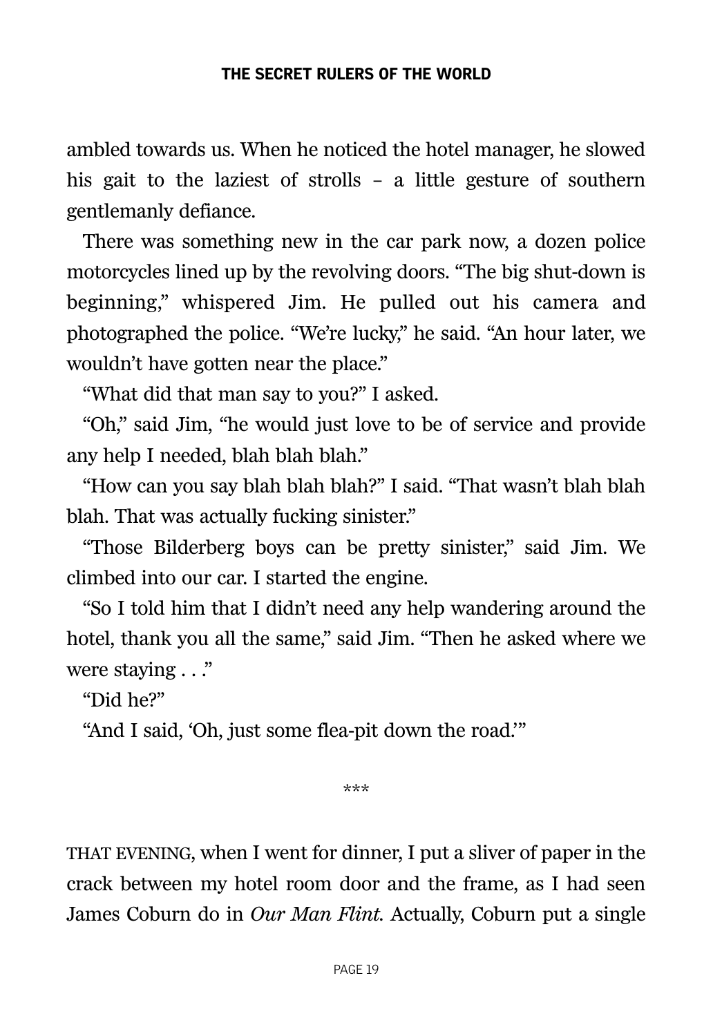ambled towards us. When he noticed the hotel manager, he slowed his gait to the laziest of strolls – a little gesture of southern gentlemanly defiance.

There was something new in the car park now, a dozen police motorcycles lined up by the revolving doors. “The big shut-down is beginning,” whispered Jim. He pulled out his camera and photographed the police. “We’re lucky,” he said. “An hour later, we wouldn’t have gotten near the place.”

“What did that man say to you?” I asked.

“Oh,” said Jim, “he would just love to be of service and provide any help I needed, blah blah blah.”

“How can you say blah blah blah?” I said. “That wasn’t blah blah blah. That was actually fucking sinister.”

“Those Bilderberg boys can be pretty sinister,” said Jim. We climbed into our car. I started the engine.

“So I told him that I didn’t need any help wandering around the hotel, thank you all the same,” said Jim. “Then he asked where we were staying . . .”

“Did he?”

“And I said, ‘Oh, just some flea-pit down the road.’”

\*\*\*

THAT EVENING, when I went for dinner, I put a sliver of paper in the crack between my hotel room door and the frame, as I had seen James Coburn do in *Our Man Flint.* Actually, Coburn put a single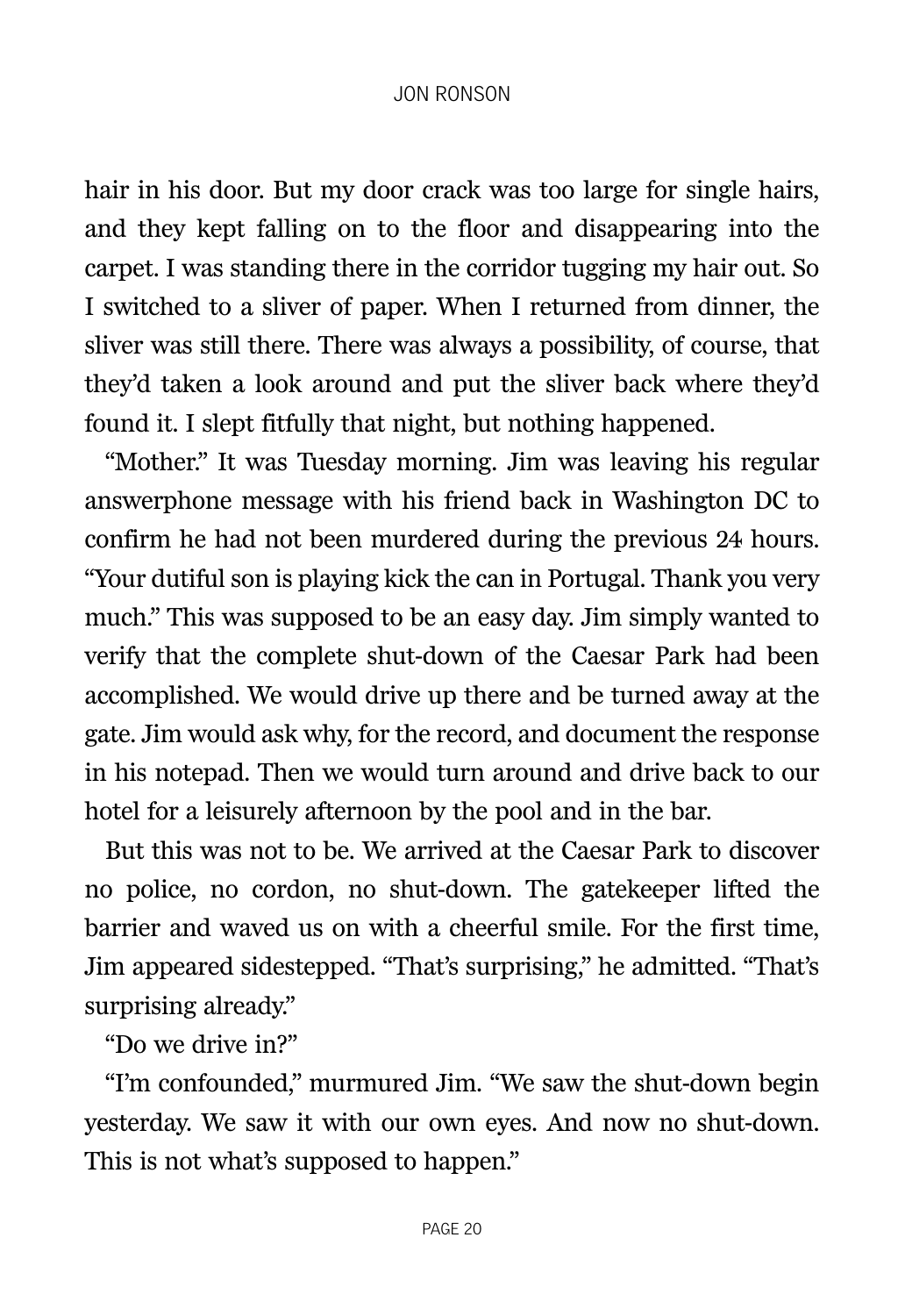hair in his door. But my door crack was too large for single hairs, and they kept falling on to the floor and disappearing into the carpet. I was standing there in the corridor tugging my hair out. So I switched to a sliver of paper. When I returned from dinner, the sliver was still there. There was always a possibility, of course, that they'd taken a look around and put the sliver back where they'd found it. I slept fitfully that night, but nothing happened.

"Mother." It was Tuesday morning. Jim was leaving his regular answerphone message with his friend back in Washington DC to confirm he had not been murdered during the previous 24 hours. "Your dutiful son is playing kick the can in Portugal. Thank you very much." This was supposed to be an easy day. Jim simply wanted to verify that the complete shut-down of the Caesar Park had been accomplished. We would drive up there and be turned away at the gate. Jim would ask why, for the record, and document the response in his notepad. Then we would turn around and drive back to our hotel for a leisurely afternoon by the pool and in the bar.

But this was not to be. We arrived at the Caesar Park to discover no police, no cordon, no shut-down. The gatekeeper lifted the barrier and waved us on with a cheerful smile. For the first time, Jim appeared sidestepped. "That's surprising," he admitted. "That's surprising already."

"Do we drive in?"

"I'm confounded," murmured Jim. "We saw the shut-down begin yesterday. We saw it with our own eyes. And now no shut-down. This is not what's supposed to happen."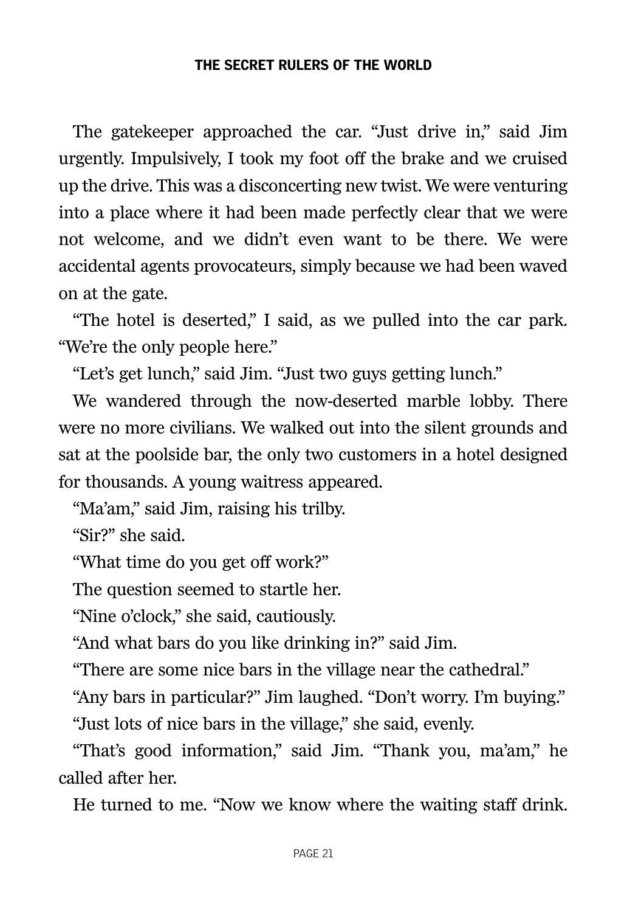The gatekeeper approached the car. "Just drive in," said Jim urgently. Impulsively, I took my foot off the brake and we cruised up the drive. This was a disconcerting new twist. We were venturing into a place where it had been made perfectly clear that we were not welcome, and we didn't even want to be there. We were accidental agents provocateurs, simply because we had been waved on at the gate.

"The hotel is deserted," I said, as we pulled into the car park. "We're the only people here."

"Let's get lunch," said Jim. "Just two guys getting lunch."

We wandered through the now-deserted marble lobby. There were no more civilians. We walked out into the silent grounds and sat at the poolside bar, the only two customers in a hotel designed for thousands. A young waitress appeared.

"Ma'am," said Jim, raising his trilby.

"Sir?" she said.

"What time do you get off work?"

The question seemed to startle her.

"Nine o'clock," she said, cautiously.

"And what bars do you like drinking in?" said Jim.

"There are some nice bars in the village near the cathedral."

"Any bars in particular?" Jim laughed. "Don't worry. I'm buying."

"Just lots of nice bars in the village," she said, evenly.

"That's good information," said Jim. "Thank you, ma'am," he called after her.

He turned to me. "Now we know where the waiting staff drink.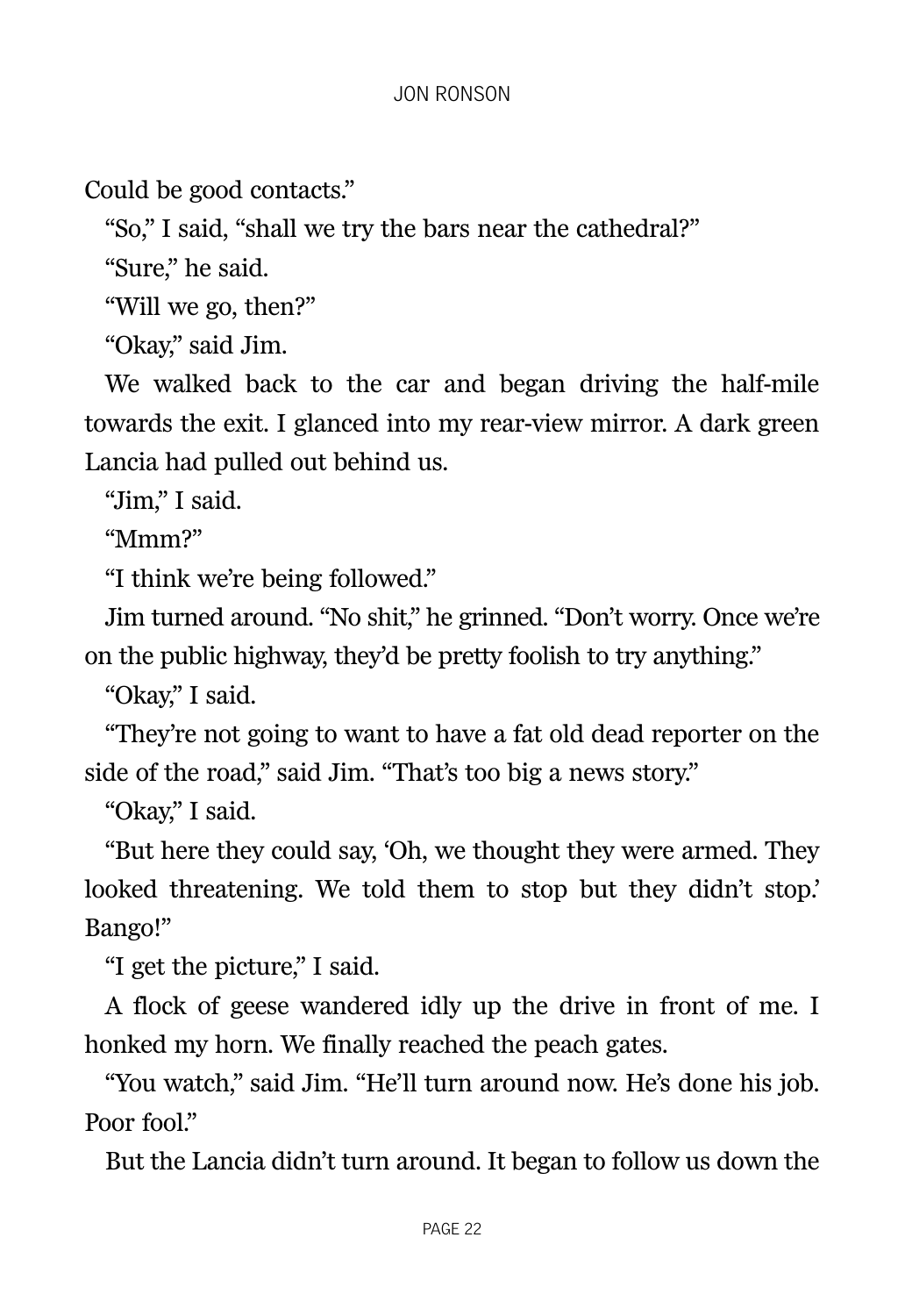Could be good contacts."

"So," I said, "shall we try the bars near the cathedral?"

"Sure," he said.

"Will we go, then?"

"Okay," said Jim.

We walked back to the car and began driving the half-mile towards the exit. I glanced into my rear-view mirror. A dark green Lancia had pulled out behind us.

"Jim," I said.

"Mmm?"

"I think we're being followed."

Jim turned around. "No shit," he grinned. "Don't worry. Once we're on the public highway, they'd be pretty foolish to try anything."

"Okay," I said.

"They're not going to want to have a fat old dead reporter on the side of the road," said Jim. "That's too big a news story."

"Okay," I said.

"But here they could say, 'Oh, we thought they were armed. They looked threatening. We told them to stop but they didn't stop.' Bango!"

"I get the picture," I said.

A flock of geese wandered idly up the drive in front of me. I honked my horn. We finally reached the peach gates.

"You watch," said Jim. "He'll turn around now. He's done his job. Poor fool."

But the Lancia didn't turn around. It began to follow us down the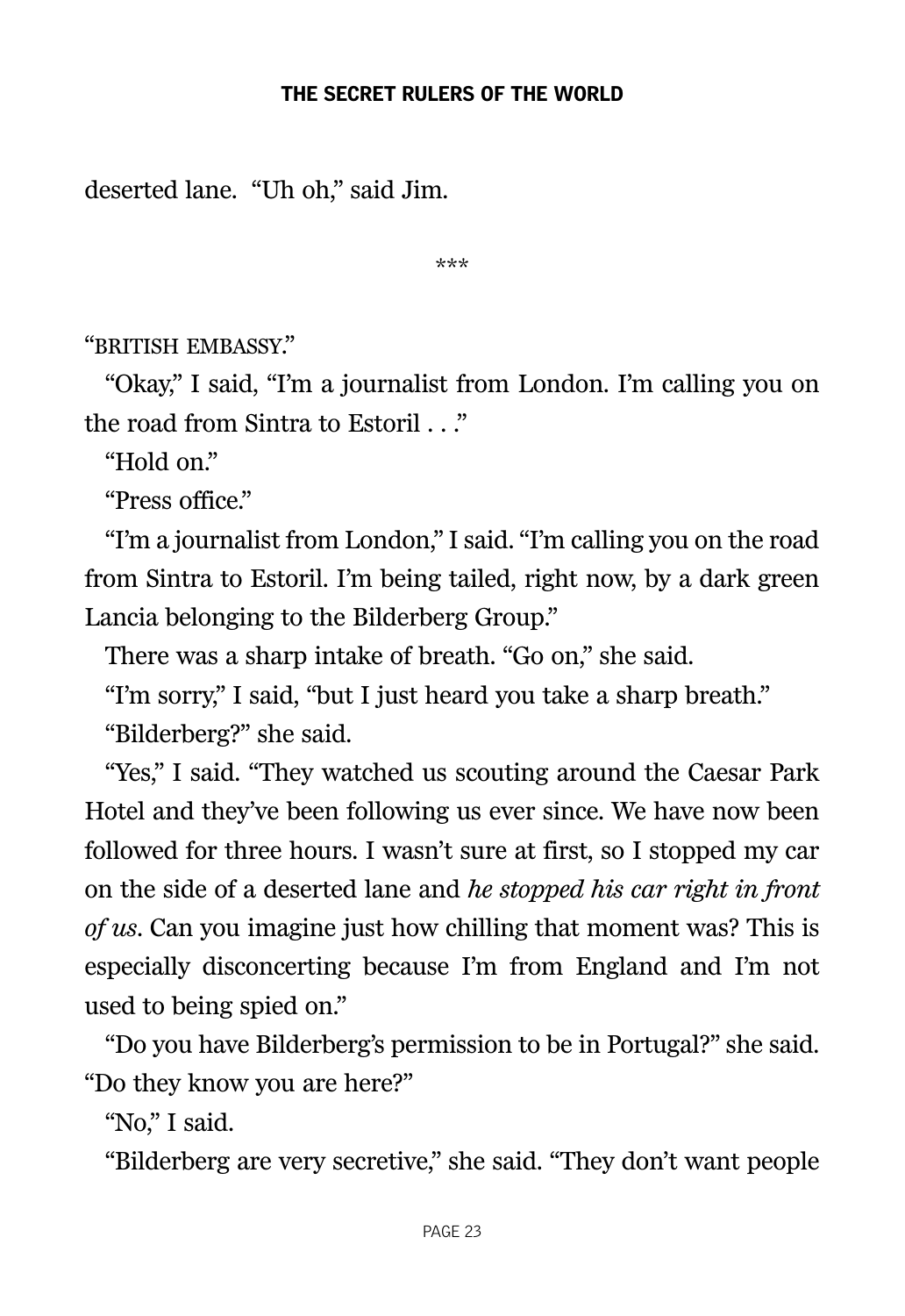deserted lane. "Uh oh," said Jim.

\*\*\*

"BRITISH EMBASSY."

"Okay," I said, "I'm a journalist from London. I'm calling you on the road from Sintra to Estoril . . ."

"Hold on."

"Press office."

"I'm a journalist from London," I said. "I'm calling you on the road from Sintra to Estoril. I'm being tailed, right now, by a dark green Lancia belonging to the Bilderberg Group."

There was a sharp intake of breath. "Go on," she said.

"I'm sorry," I said, "but I just heard you take a sharp breath."

"Bilderberg?" she said.

"Yes," I said. "They watched us scouting around the Caesar Park Hotel and they've been following us ever since. We have now been followed for three hours. I wasn't sure at first, so I stopped my car on the side of a deserted lane and *he stopped his car right in front of us*. Can you imagine just how chilling that moment was? This is especially disconcerting because I'm from England and I'm not used to being spied on."

"Do you have Bilderberg's permission to be in Portugal?" she said. "Do they know you are here?"

"No," I said.

"Bilderberg are very secretive," she said. "They don't want people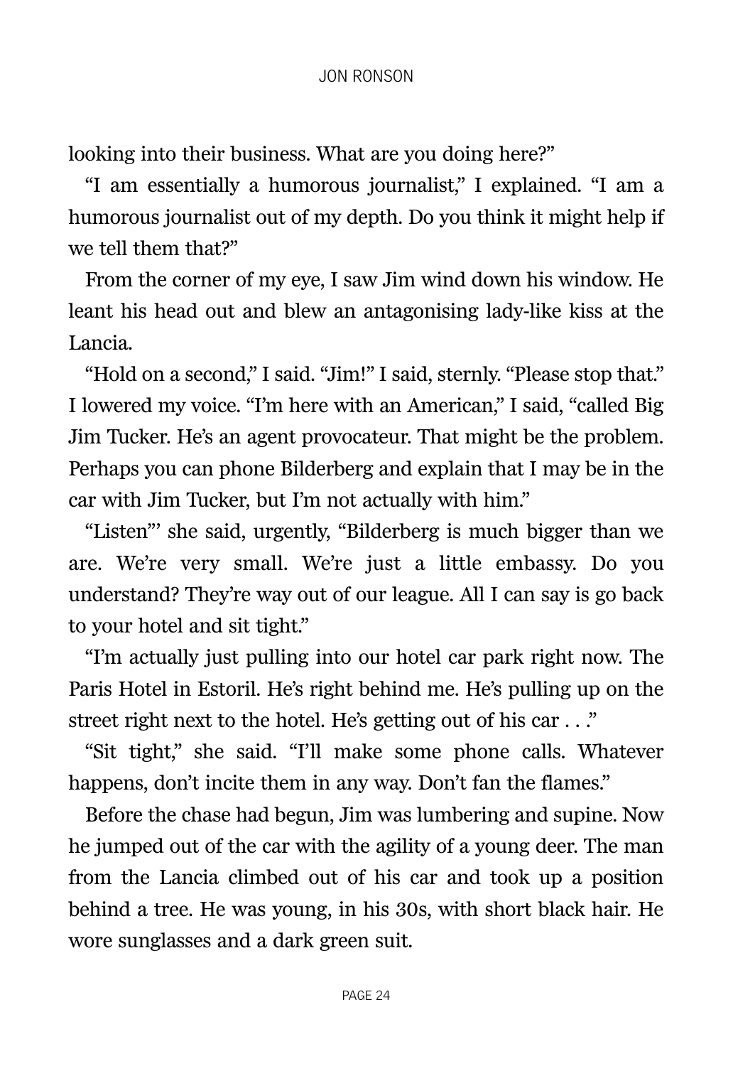looking into their business. What are you doing here?"

"I am essentially a humorous journalist," I explained. "I am a humorous journalist out of my depth. Do you think it might help if we tell them that?"

From the corner of my eye, I saw Jim wind down his window. He leant his head out and blew an antagonising lady-like kiss at the Lancia.

"Hold on a second," I said. "Jim!" I said, sternly. "Please stop that." I lowered my voice. "I'm here with an American," I said, "called Big Jim Tucker. He's an agent provocateur. That might be the problem. Perhaps you can phone Bilderberg and explain that I may be in the car with Jim Tucker, but I'm not actually with him."

"Listen"' she said, urgently, "Bilderberg is much bigger than we are. We're very small. We're just a little embassy. Do you understand? They're way out of our league. All I can say is go back to your hotel and sit tight."

"I'm actually just pulling into our hotel car park right now. The Paris Hotel in Estoril. He's right behind me. He's pulling up on the street right next to the hotel. He's getting out of his car . . ."

"Sit tight," she said. "I'll make some phone calls. Whatever happens, don't incite them in any way. Don't fan the flames."

Before the chase had begun, Jim was lumbering and supine. Now he jumped out of the car with the agility of a young deer. The man from the Lancia climbed out of his car and took up a position behind a tree. He was young, in his 30s, with short black hair. He wore sunglasses and a dark green suit.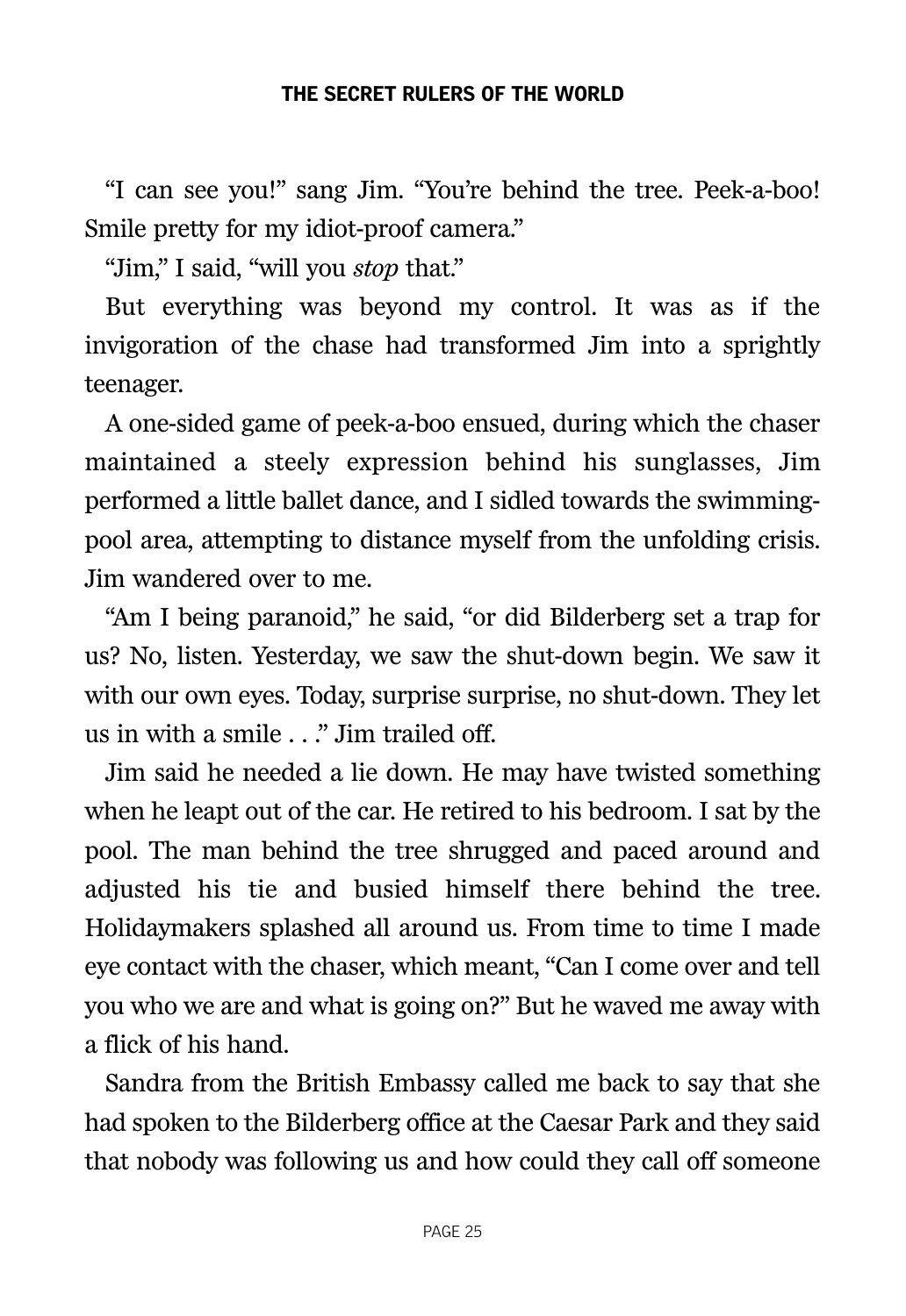"I can see you!" sang Jim. "You're behind the tree. Peek-a-boo! Smile pretty for my idiot-proof camera."

"Jim," I said, "will you *stop* that."

But everything was beyond my control. It was as if the invigoration of the chase had transformed Jim into a sprightly teenager.

A one-sided game of peek-a-boo ensued, during which the chaser maintained a steely expression behind his sunglasses, Jim performed a little ballet dance, and I sidled towards the swimming-pool area, attempting to distance myself from the unfolding crisis. Jim wandered over to me.

"Am I being paranoid," he said, "or did Bilderberg set a trap for us? No, listen. Yesterday, we saw the shut-down begin. We saw it with our own eyes. Today, surprise surprise, no shut-down. They let us in with a smile . . ." Jim trailed off.

Jim said he needed a lie down. He may have twisted something when he leapt out of the car. He retired to his bedroom. I sat by the pool. The man behind the tree shrugged and paced around and adjusted his tie and busied himself there behind the tree. Holidaymakers splashed all around us. From time to time I made eye contact with the chaser, which meant, "Can I come over and tell you who we are and what is going on?" But he waved me away with a flick of his hand.

Sandra from the British Embassy called me back to say that she had spoken to the Bilderberg office at the Caesar Park and they said that nobody was following us and how could they call off someone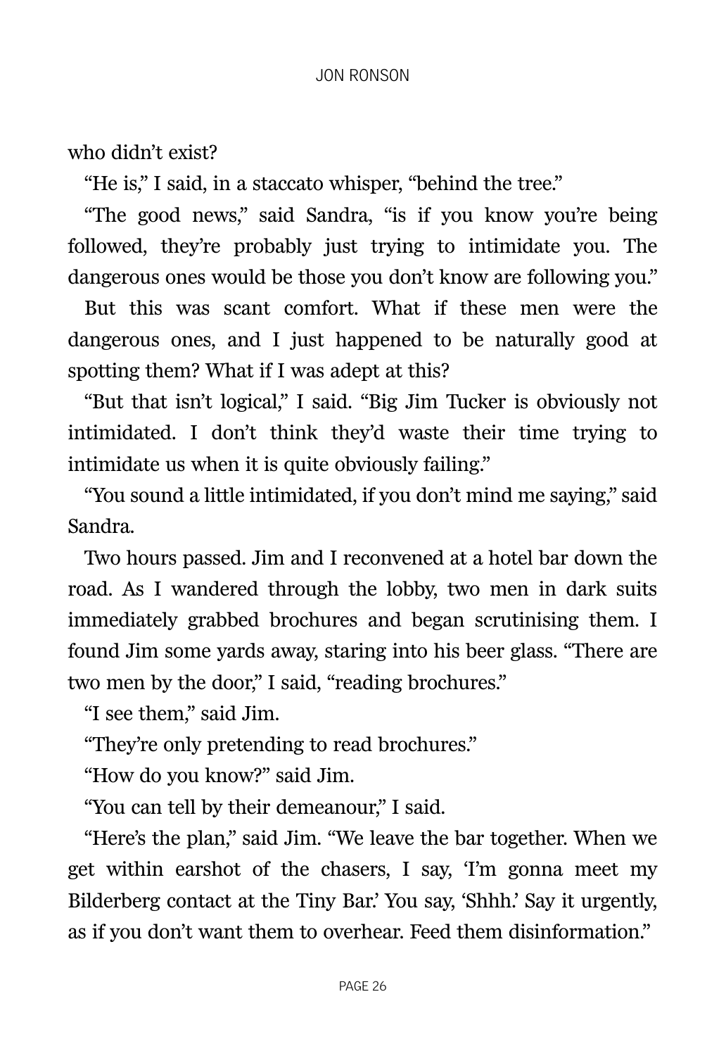who didn't exist?

"He is," I said, in a staccato whisper, "behind the tree."

"The good news," said Sandra, "is if you know you're being followed, they're probably just trying to intimidate you. The dangerous ones would be those you don't know are following you."

But this was scant comfort. What if these men were the dangerous ones, and I just happened to be naturally good at spotting them? What if I was adept at this?

"But that isn't logical," I said. "Big Jim Tucker is obviously not intimidated. I don't think they'd waste their time trying to intimidate us when it is quite obviously failing."

"You sound a little intimidated, if you don't mind me saying," said Sandra.

Two hours passed. Jim and I reconvened at a hotel bar down the road. As I wandered through the lobby, two men in dark suits immediately grabbed brochures and began scrutinising them. I found Jim some yards away, staring into his beer glass. "There are two men by the door," I said, "reading brochures."

"I see them," said Jim.

"They're only pretending to read brochures."

"How do you know?" said Jim.

"You can tell by their demeanour," I said.

"Here's the plan," said Jim. "We leave the bar together. When we get within earshot of the chasers, I say, 'I'm gonna meet my Bilderberg contact at the Tiny Bar.' You say, 'Shhh.' Say it urgently, as if you don't want them to overhear. Feed them disinformation."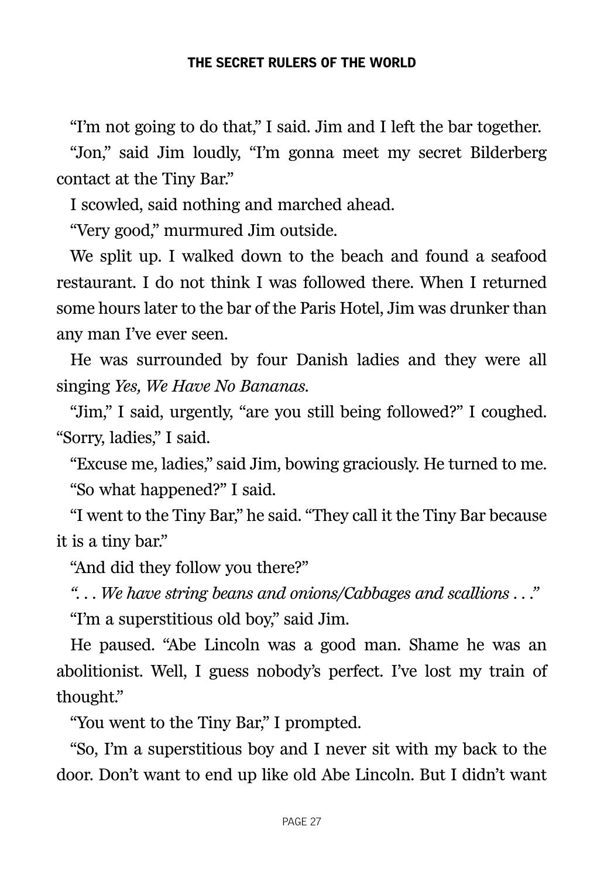"I'm not going to do that," I said. Jim and I left the bar together.

"Jon," said Jim loudly, "I'm gonna meet my secret Bilderberg contact at the Tiny Bar."

I scowled, said nothing and marched ahead.

"Very good," murmured Jim outside.

We split up. I walked down to the beach and found a seafood restaurant. I do not think I was followed there. When I returned some hours later to the bar of the Paris Hotel, Jim was drunker than any man I've ever seen.

He was surrounded by four Danish ladies and they were all singing *Yes, We Have No Bananas*.

"Jim," I said, urgently, "are you still being followed?" I coughed. "Sorry, ladies," I said.

"Excuse me, ladies," said Jim, bowing graciously. He turned to me.

"So what happened?" I said.

"I went to the Tiny Bar," he said. "They call it the Tiny Bar because it is a tiny bar."

"And did they follow you there?"

*". . . We have string beans and onions/Cabbages and scallions . . ."*

"I'm a superstitious old boy," said Jim.

He paused. "Abe Lincoln was a good man. Shame he was an abolitionist. Well, I guess nobody's perfect. I've lost my train of thought."

"You went to the Tiny Bar," I prompted.

"So, I'm a superstitious boy and I never sit with my back to the door. Don't want to end up like old Abe Lincoln. But I didn't want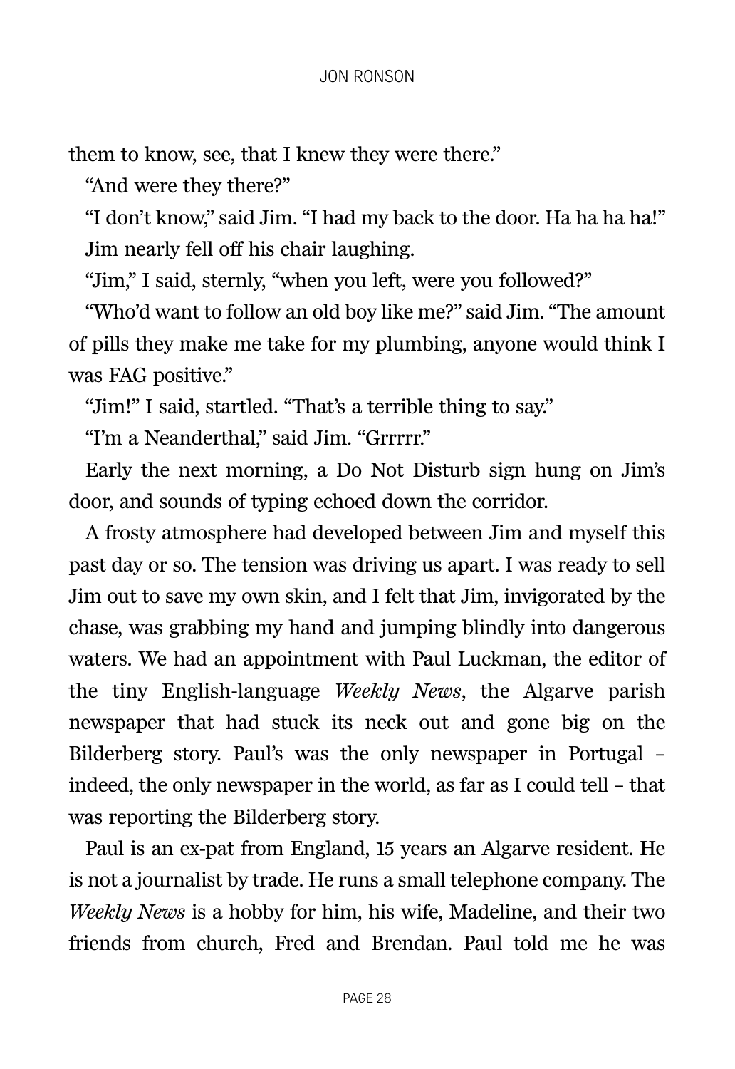them to know, see, that I knew they were there."

"And were they there?"

"I don't know," said Jim. "I had my back to the door. Ha ha ha ha!" Jim nearly fell off his chair laughing.

"Jim," I said, sternly, "when you left, were you followed?"

"Who'd want to follow an old boy like me?" said Jim. "The amount of pills they make me take for my plumbing, anyone would think I was FAG positive."

"Jim!" I said, startled. "That's a terrible thing to say."

"I'm a Neanderthal," said Jim. "Grrrrr."

Early the next morning, a Do Not Disturb sign hung on Jim's door, and sounds of typing echoed down the corridor.

A frosty atmosphere had developed between Jim and myself this past day or so. The tension was driving us apart. I was ready to sell Jim out to save my own skin, and I felt that Jim, invigorated by the chase, was grabbing my hand and jumping blindly into dangerous waters. We had an appointment with Paul Luckman, the editor of the tiny English-language *Weekly News*, the Algarve parish newspaper that had stuck its neck out and gone big on the Bilderberg story. Paul's was the only newspaper in Portugal – indeed, the only newspaper in the world, as far as I could tell – that was reporting the Bilderberg story.

Paul is an ex-pat from England, 15 years an Algarve resident. He is not a journalist by trade. He runs a small telephone company. The *Weekly News* is a hobby for him, his wife, Madeline, and their two friends from church, Fred and Brendan. Paul told me he was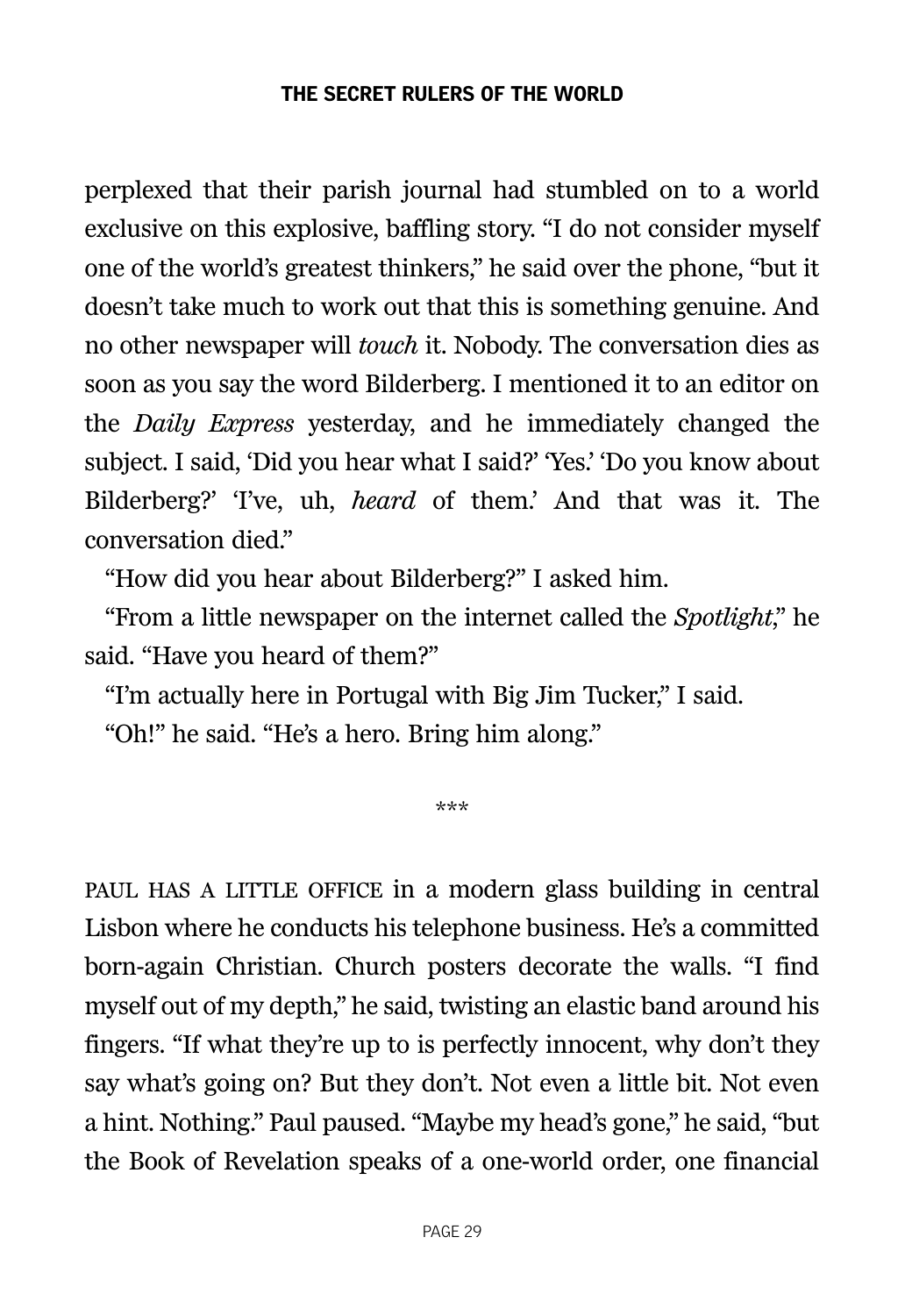perplexed that their parish journal had stumbled on to a world exclusive on this explosive, baffling story. "I do not consider myself one of the world's greatest thinkers," he said over the phone, "but it doesn't take much to work out that this is something genuine. And no other newspaper will *touch* it. Nobody. The conversation dies as soon as you say the word Bilderberg. I mentioned it to an editor on the *Daily Express* yesterday, and he immediately changed the subject. I said, 'Did you hear what I said?' 'Yes.' 'Do you know about Bilderberg?' 'I've, uh, *heard* of them.' And that was it. The conversation died."

"How did you hear about Bilderberg?" I asked him.

"From a little newspaper on the internet called the *Spotlight*," he said. "Have you heard of them?"

"I'm actually here in Portugal with Big Jim Tucker," I said.

"Oh!" he said. "He's a hero. Bring him along."

\*\*\*

PAUL HAS A LITTLE OFFICE in a modern glass building in central Lisbon where he conducts his telephone business. He's a committed born-again Christian. Church posters decorate the walls. "I find myself out of my depth," he said, twisting an elastic band around his fingers. "If what they're up to is perfectly innocent, why don't they say what's going on? But they don't. Not even a little bit. Not even a hint. Nothing." Paul paused. "Maybe my head's gone," he said, "but the Book of Revelation speaks of a one-world order, one financial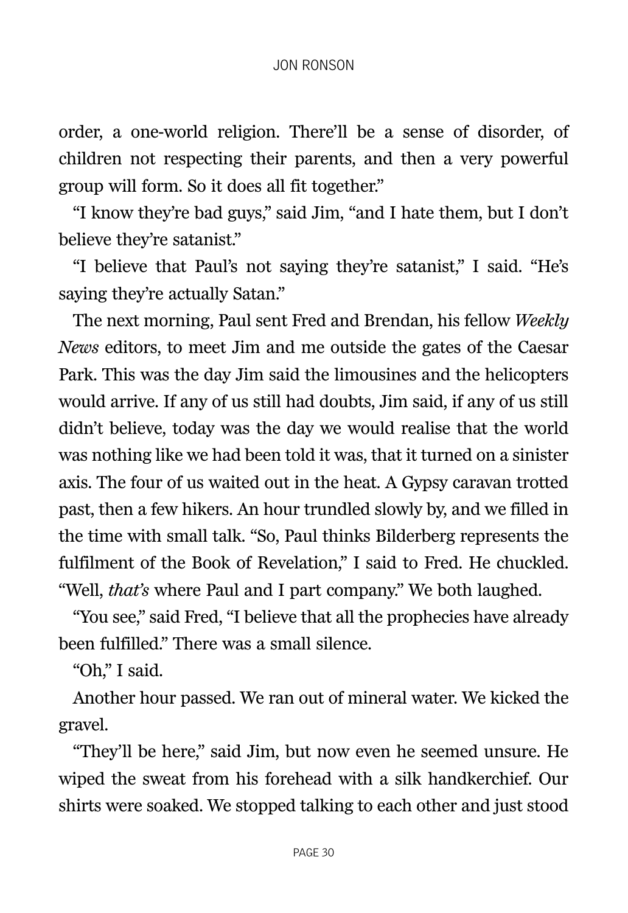order, a one-world religion. There'll be a sense of disorder, of children not respecting their parents, and then a very powerful group will form. So it does all fit together."

"I know they're bad guys," said Jim, "and I hate them, but I don't believe they're satanist."

"I believe that Paul's not saying they're satanist," I said. "He's saying they're actually Satan."

The next morning, Paul sent Fred and Brendan, his fellow *Weekly News* editors, to meet Jim and me outside the gates of the Caesar Park. This was the day Jim said the limousines and the helicopters would arrive. If any of us still had doubts, Jim said, if any of us still didn't believe, today was the day we would realise that the world was nothing like we had been told it was, that it turned on a sinister axis. The four of us waited out in the heat. A Gypsy caravan trotted past, then a few hikers. An hour trundled slowly by, and we filled in the time with small talk. "So, Paul thinks Bilderberg represents the fulfilment of the Book of Revelation," I said to Fred. He chuckled. "Well, *that's* where Paul and I part company." We both laughed.

"You see," said Fred, "I believe that all the prophecies have already been fulfilled." There was a small silence.

"Oh," I said.

Another hour passed. We ran out of mineral water. We kicked the gravel.

"They'll be here," said Jim, but now even he seemed unsure. He wiped the sweat from his forehead with a silk handkerchief. Our shirts were soaked. We stopped talking to each other and just stood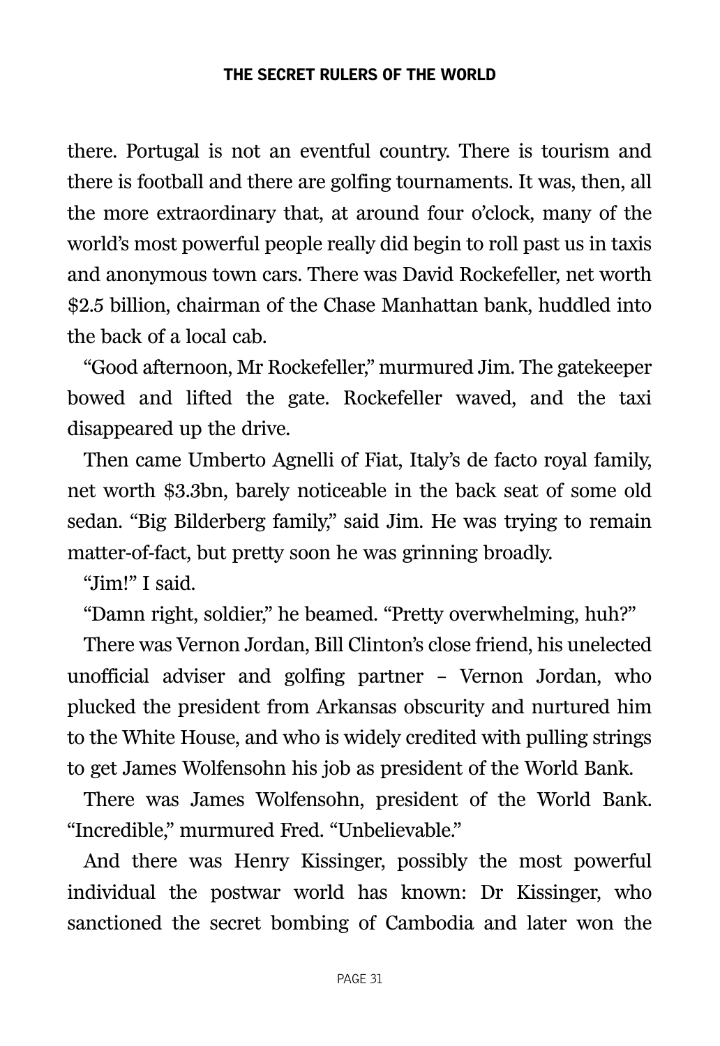there. Portugal is not an eventful country. There is tourism and there is football and there are golfing tournaments. It was, then, all the more extraordinary that, at around four o'clock, many of the world's most powerful people really did begin to roll past us in taxis and anonymous town cars. There was David Rockefeller, net worth $2.5 billion, chairman of the Chase Manhattan bank, huddled into the back of a local cab.

"Good afternoon, Mr Rockefeller," murmured Jim. The gatekeeper bowed and lifted the gate. Rockefeller waved, and the taxi disappeared up the drive.

Then came Umberto Agnelli of Fiat, Italy's de facto royal family, net worth $3.3bn, barely noticeable in the back seat of some old sedan. "Big Bilderberg family," said Jim. He was trying to remain matter-of-fact, but pretty soon he was grinning broadly.

"Jim!" I said.

"Damn right, soldier," he beamed. "Pretty overwhelming, huh?"

There was Vernon Jordan, Bill Clinton's close friend, his unelected unofficial adviser and golfing partner – Vernon Jordan, who plucked the president from Arkansas obscurity and nurtured him to the White House, and who is widely credited with pulling strings to get James Wolfensohn his job as president of the World Bank.

There was James Wolfensohn, president of the World Bank. "Incredible," murmured Fred. "Unbelievable."

And there was Henry Kissinger, possibly the most powerful individual the postwar world has known: Dr Kissinger, who sanctioned the secret bombing of Cambodia and later won the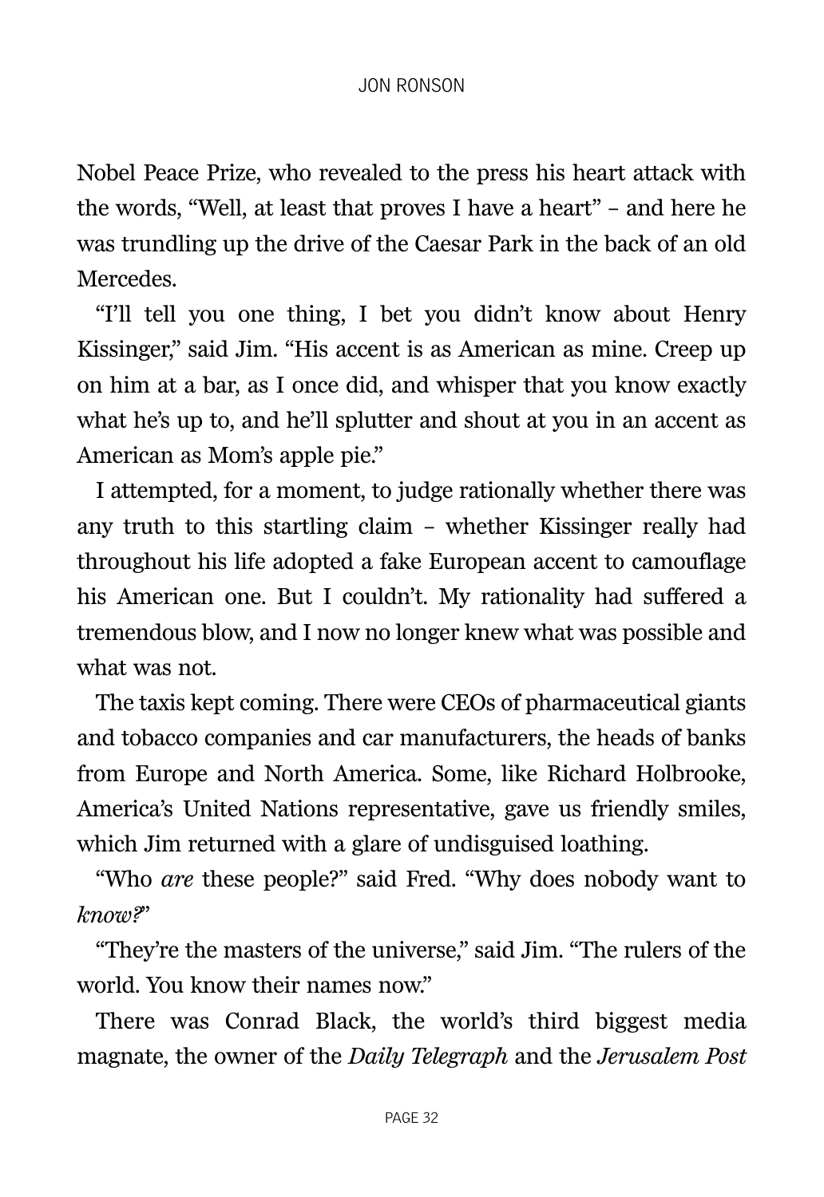Nobel Peace Prize, who revealed to the press his heart attack with the words, “Well, at least that proves I have a heart” – and here he was trundling up the drive of the Caesar Park in the back of an old Mercedes.

“I’ll tell you one thing, I bet you didn’t know about Henry Kissinger,” said Jim. “His accent is as American as mine. Creep up on him at a bar, as I once did, and whisper that you know exactly what he’s up to, and he’ll splutter and shout at you in an accent as American as Mom’s apple pie.”

I attempted, for a moment, to judge rationally whether there was any truth to this startling claim – whether Kissinger really had throughout his life adopted a fake European accent to camouflage his American one. But I couldn’t. My rationality had suffered a tremendous blow, and I now no longer knew what was possible and what was not.

The taxis kept coming. There were CEOs of pharmaceutical giants and tobacco companies and car manufacturers, the heads of banks from Europe and North America. Some, like Richard Holbrooke, America’s United Nations representative, gave us friendly smiles, which Jim returned with a glare of undisguised loathing.

“Who *are* these people?” said Fred. “Why does nobody want to *know?*”

“They’re the masters of the universe,” said Jim. “The rulers of the world. You know their names now.”

There was Conrad Black, the world’s third biggest media magnate, the owner of the *Daily Telegraph* and the *Jerusalem Post*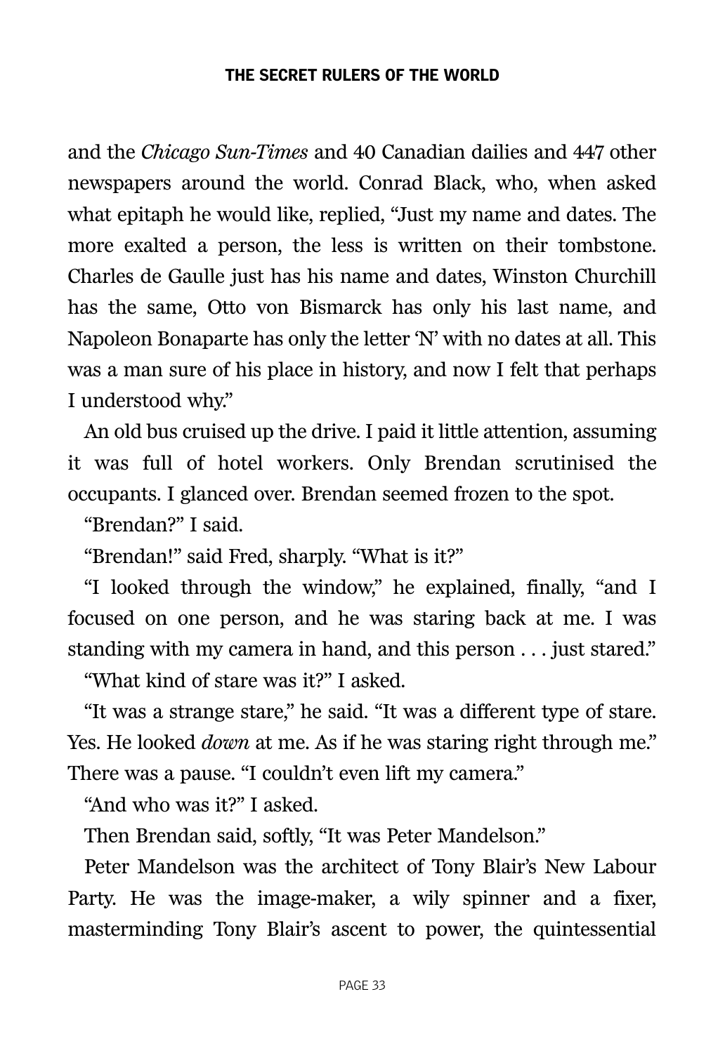and the *Chicago Sun-Times* and 40 Canadian dailies and 447 other newspapers around the world. Conrad Black, who, when asked what epitaph he would like, replied, "Just my name and dates. The more exalted a person, the less is written on their tombstone. Charles de Gaulle just has his name and dates, Winston Churchill has the same, Otto von Bismarck has only his last name, and Napoleon Bonaparte has only the letter 'N' with no dates at all. This was a man sure of his place in history, and now I felt that perhaps I understood why."

An old bus cruised up the drive. I paid it little attention, assuming it was full of hotel workers. Only Brendan scrutinised the occupants. I glanced over. Brendan seemed frozen to the spot.

"Brendan?" I said.

"Brendan!" said Fred, sharply. "What is it?"

"I looked through the window," he explained, finally, "and I focused on one person, and he was staring back at me. I was standing with my camera in hand, and this person . . . just stared."

"What kind of stare was it?" I asked.

"It was a strange stare," he said. "It was a different type of stare. Yes. He looked *down* at me. As if he was staring right through me." There was a pause. "I couldn't even lift my camera."

"And who was it?" I asked.

Then Brendan said, softly, "It was Peter Mandelson."

Peter Mandelson was the architect of Tony Blair's New Labour Party. He was the image-maker, a wily spinner and a fixer, masterminding Tony Blair's ascent to power, the quintessential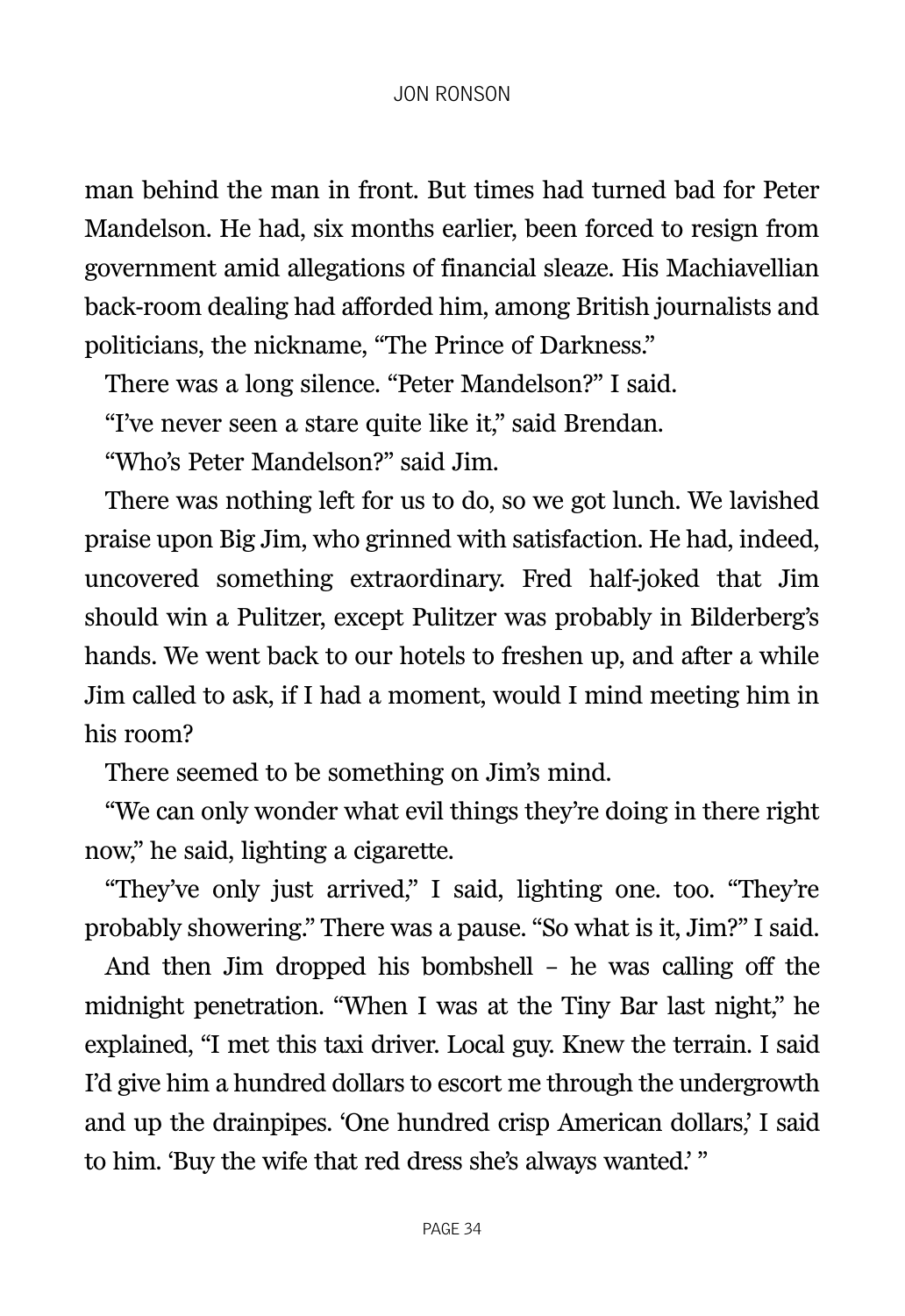man behind the man in front. But times had turned bad for Peter Mandelson. He had, six months earlier, been forced to resign from government amid allegations of financial sleaze. His Machiavellian back-room dealing had afforded him, among British journalists and politicians, the nickname, "The Prince of Darkness."

There was a long silence. "Peter Mandelson?" I said.

"I've never seen a stare quite like it," said Brendan.

"Who's Peter Mandelson?" said Jim.

There was nothing left for us to do, so we got lunch. We lavished praise upon Big Jim, who grinned with satisfaction. He had, indeed, uncovered something extraordinary. Fred half-joked that Jim should win a Pulitzer, except Pulitzer was probably in Bilderberg's hands. We went back to our hotels to freshen up, and after a while Jim called to ask, if I had a moment, would I mind meeting him in his room?

There seemed to be something on Jim's mind.

"We can only wonder what evil things they're doing in there right now," he said, lighting a cigarette.

"They've only just arrived," I said, lighting one. too. "They're probably showering." There was a pause. "So what is it, Jim?" I said.

And then Jim dropped his bombshell – he was calling off the midnight penetration. "When I was at the Tiny Bar last night," he explained, "I met this taxi driver. Local guy. Knew the terrain. I said I'd give him a hundred dollars to escort me through the undergrowth and up the drainpipes. 'One hundred crisp American dollars,' I said to him. 'Buy the wife that red dress she's always wanted.' "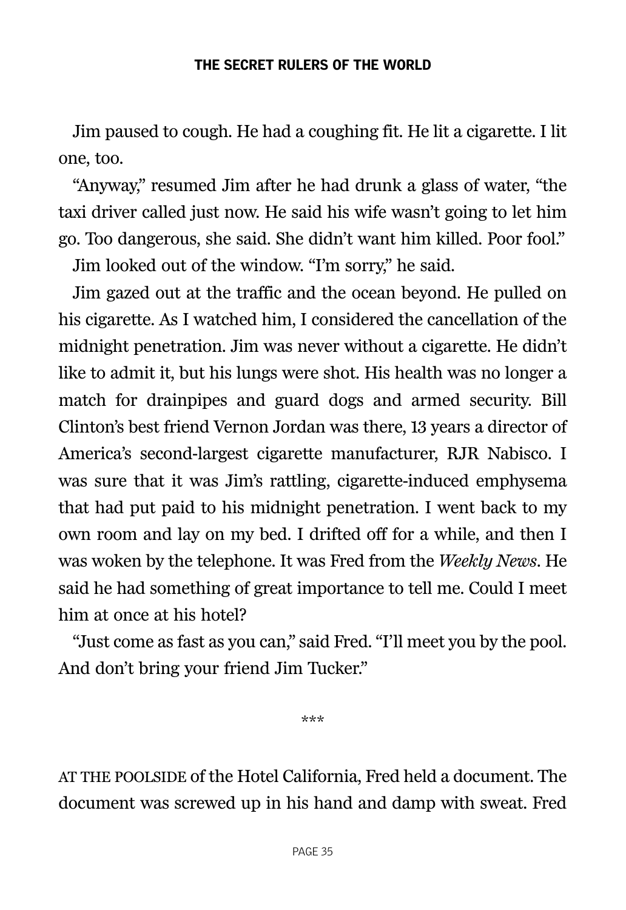Jim paused to cough. He had a coughing fit. He lit a cigarette. I lit one, too.

"Anyway," resumed Jim after he had drunk a glass of water, "the taxi driver called just now. He said his wife wasn't going to let him go. Too dangerous, she said. She didn't want him killed. Poor fool."

Jim looked out of the window. "I'm sorry," he said.

Jim gazed out at the traffic and the ocean beyond. He pulled on his cigarette. As I watched him, I considered the cancellation of the midnight penetration. Jim was never without a cigarette. He didn't like to admit it, but his lungs were shot. His health was no longer a match for drainpipes and guard dogs and armed security. Bill Clinton's best friend Vernon Jordan was there, 13 years a director of America's second-largest cigarette manufacturer, RJR Nabisco. I was sure that it was Jim's rattling, cigarette-induced emphysema that had put paid to his midnight penetration. I went back to my own room and lay on my bed. I drifted off for a while, and then I was woken by the telephone. It was Fred from the *Weekly News*. He said he had something of great importance to tell me. Could I meet him at once at his hotel?

"Just come as fast as you can," said Fred. "I'll meet you by the pool. And don't bring your friend Jim Tucker."

***

AT THE POOLSIDE of the Hotel California, Fred held a document. The document was screwed up in his hand and damp with sweat. Fred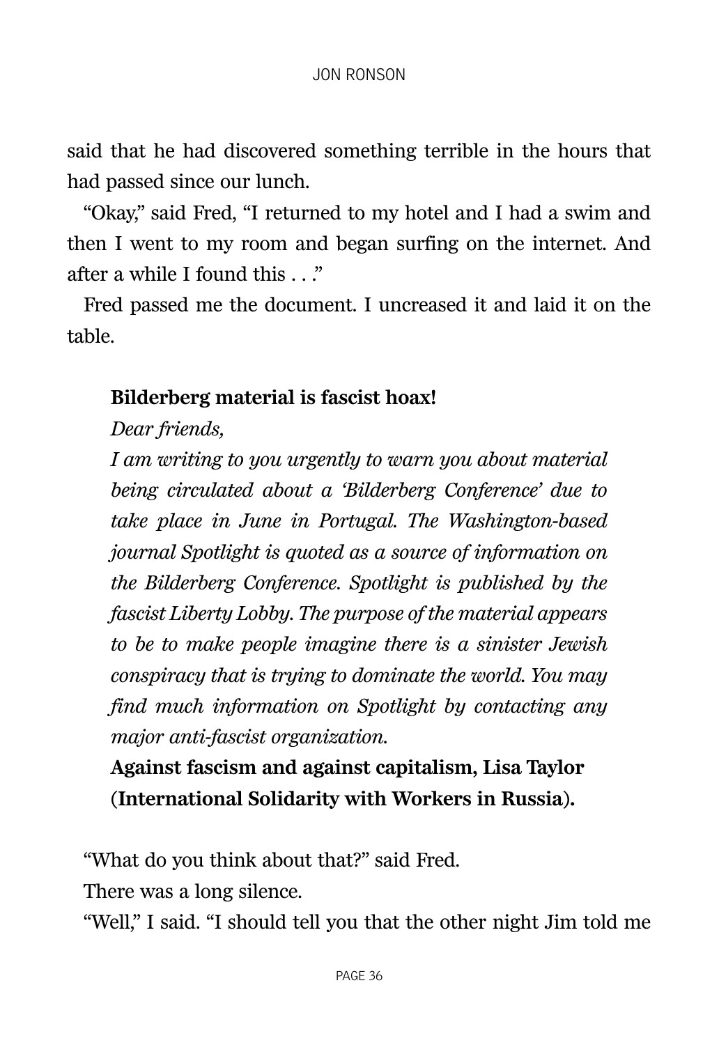said that he had discovered something terrible in the hours that had passed since our lunch.

"Okay," said Fred, "I returned to my hotel and I had a swim and then I went to my room and began surfing on the internet. And after a while I found this . . ."

Fred passed me the document. I uncreased it and laid it on the table.

> **Bilderberg material is fascist hoax!**
>
> *Dear friends,*
>
> *I am writing to you urgently to warn you about material being circulated about a 'Bilderberg Conference' due to take place in June in Portugal. The Washington-based journal Spotlight is quoted as a source of information on the Bilderberg Conference. Spotlight is published by the fascist Liberty Lobby. The purpose of the material appears to be to make people imagine there is a sinister Jewish conspiracy that is trying to dominate the world. You may find much information on Spotlight by contacting any major anti-fascist organization.*
>
> **Against fascism and against capitalism, Lisa Taylor (International Solidarity with Workers in Russia).**

"What do you think about that?" said Fred.

There was a long silence.

"Well," I said. "I should tell you that the other night Jim told me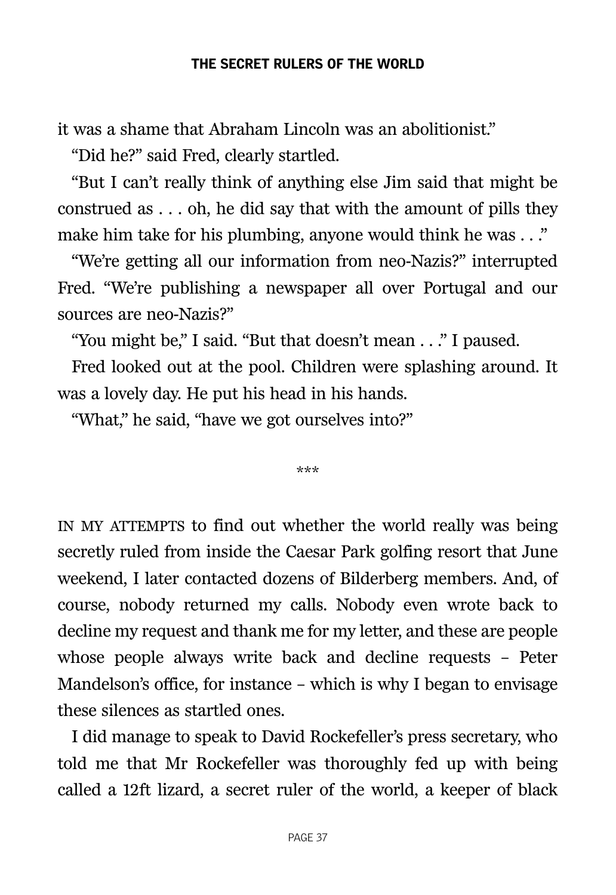it was a shame that Abraham Lincoln was an abolitionist."

"Did he?" said Fred, clearly startled.

"But I can't really think of anything else Jim said that might be construed as . . . oh, he did say that with the amount of pills they make him take for his plumbing, anyone would think he was . . ."

"We're getting all our information from neo-Nazis?" interrupted Fred. "We're publishing a newspaper all over Portugal and our sources are neo-Nazis?"

"You might be," I said. "But that doesn't mean . . ." I paused.

Fred looked out at the pool. Children were splashing around. It was a lovely day. He put his head in his hands.

"What," he said, "have we got ourselves into?"

***

IN MY ATTEMPTS to find out whether the world really was being secretly ruled from inside the Caesar Park golfing resort that June weekend, I later contacted dozens of Bilderberg members. And, of course, nobody returned my calls. Nobody even wrote back to decline my request and thank me for my letter, and these are people whose people always write back and decline requests – Peter Mandelson's office, for instance – which is why I began to envisage these silences as startled ones.

I did manage to speak to David Rockefeller's press secretary, who told me that Mr Rockefeller was thoroughly fed up with being called a 12ft lizard, a secret ruler of the world, a keeper of black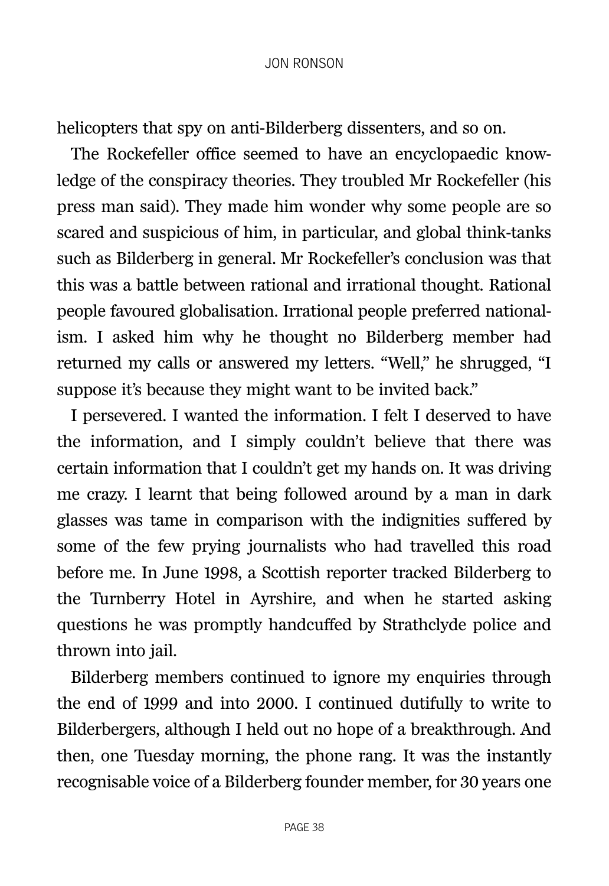helicopters that spy on anti-Bilderberg dissenters, and so on.

The Rockefeller office seemed to have an encyclopaedic knowledge of the conspiracy theories. They troubled Mr Rockefeller (his press man said). They made him wonder why some people are so scared and suspicious of him, in particular, and global think-tanks such as Bilderberg in general. Mr Rockefeller's conclusion was that this was a battle between rational and irrational thought. Rational people favoured globalisation. Irrational people preferred nationalism. I asked him why he thought no Bilderberg member had returned my calls or answered my letters. "Well," he shrugged, "I suppose it's because they might want to be invited back."

I persevered. I wanted the information. I felt I deserved to have the information, and I simply couldn't believe that there was certain information that I couldn't get my hands on. It was driving me crazy. I learnt that being followed around by a man in dark glasses was tame in comparison with the indignities suffered by some of the few prying journalists who had travelled this road before me. In June 1998, a Scottish reporter tracked Bilderberg to the Turnberry Hotel in Ayrshire, and when he started asking questions he was promptly handcuffed by Strathclyde police and thrown into jail.

Bilderberg members continued to ignore my enquiries through the end of 1999 and into 2000. I continued dutifully to write to Bilderbergers, although I held out no hope of a breakthrough. And then, one Tuesday morning, the phone rang. It was the instantly recognisable voice of a Bilderberg founder member, for 30 years one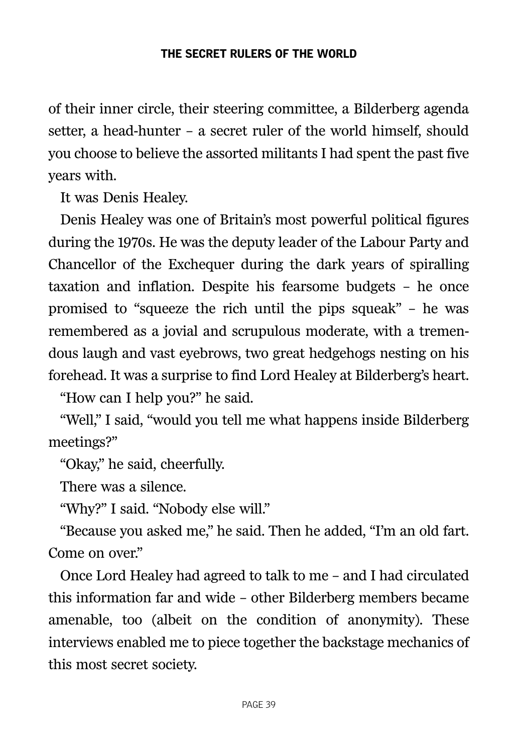of their inner circle, their steering committee, a Bilderberg agenda setter, a head-hunter – a secret ruler of the world himself, should you choose to believe the assorted militants I had spent the past five years with.

It was Denis Healey.

Denis Healey was one of Britain's most powerful political figures during the 1970s. He was the deputy leader of the Labour Party and Chancellor of the Exchequer during the dark years of spiralling taxation and inflation. Despite his fearsome budgets – he once promised to "squeeze the rich until the pips squeak" – he was remembered as a jovial and scrupulous moderate, with a tremendous laugh and vast eyebrows, two great hedgehogs nesting on his forehead. It was a surprise to find Lord Healey at Bilderberg's heart.

"How can I help you?" he said.

"Well," I said, "would you tell me what happens inside Bilderberg meetings?"

"Okay," he said, cheerfully.

There was a silence.

"Why?" I said. "Nobody else will."

"Because you asked me," he said. Then he added, "I'm an old fart. Come on over."

Once Lord Healey had agreed to talk to me – and I had circulated this information far and wide – other Bilderberg members became amenable, too (albeit on the condition of anonymity). These interviews enabled me to piece together the backstage mechanics of this most secret society.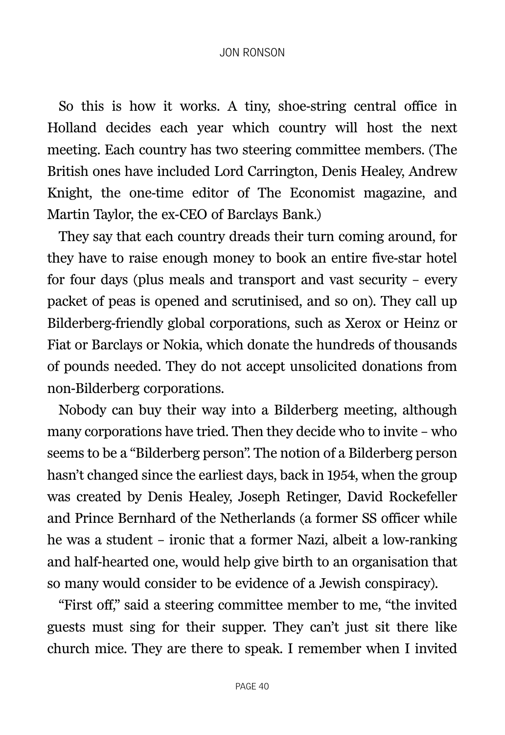So this is how it works. A tiny, shoe-string central office in Holland decides each year which country will host the next meeting. Each country has two steering committee members. (The British ones have included Lord Carrington, Denis Healey, Andrew Knight, the one-time editor of The Economist magazine, and Martin Taylor, the ex-CEO of Barclays Bank.)

They say that each country dreads their turn coming around, for they have to raise enough money to book an entire five-star hotel for four days (plus meals and transport and vast security – every packet of peas is opened and scrutinised, and so on). They call up Bilderberg-friendly global corporations, such as Xerox or Heinz or Fiat or Barclays or Nokia, which donate the hundreds of thousands of pounds needed. They do not accept unsolicited donations from non-Bilderberg corporations.

Nobody can buy their way into a Bilderberg meeting, although many corporations have tried. Then they decide who to invite – who seems to be a "Bilderberg person". The notion of a Bilderberg person hasn't changed since the earliest days, back in 1954, when the group was created by Denis Healey, Joseph Retinger, David Rockefeller and Prince Bernhard of the Netherlands (a former SS officer while he was a student – ironic that a former Nazi, albeit a low-ranking and half-hearted one, would help give birth to an organisation that so many would consider to be evidence of a Jewish conspiracy).

"First off," said a steering committee member to me, "the invited guests must sing for their supper. They can't just sit there like church mice. They are there to speak. I remember when I invited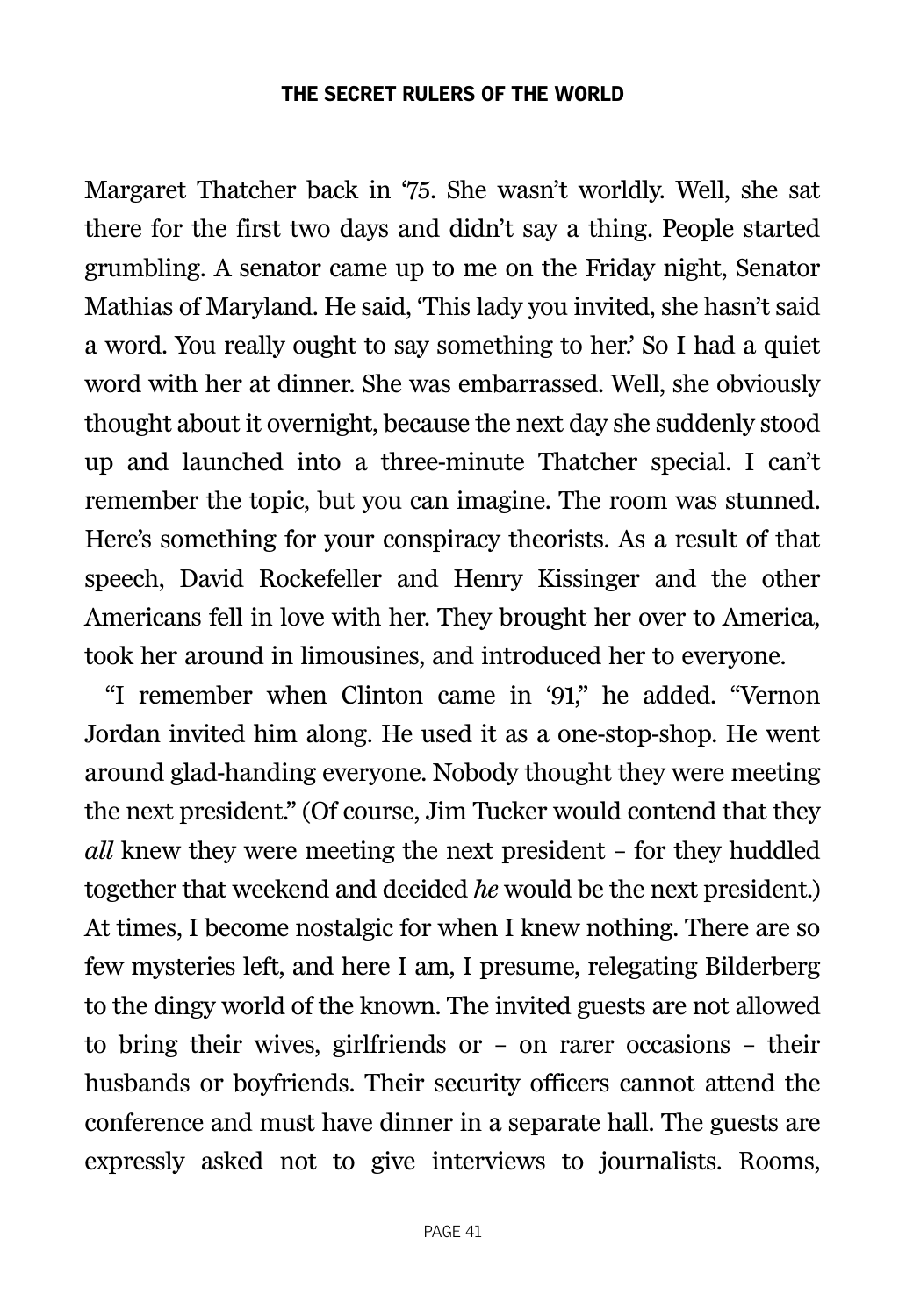Margaret Thatcher back in '75. She wasn't worldly. Well, she sat there for the first two days and didn't say a thing. People started grumbling. A senator came up to me on the Friday night, Senator Mathias of Maryland. He said, 'This lady you invited, she hasn't said a word. You really ought to say something to her.' So I had a quiet word with her at dinner. She was embarrassed. Well, she obviously thought about it overnight, because the next day she suddenly stood up and launched into a three-minute Thatcher special. I can't remember the topic, but you can imagine. The room was stunned. Here's something for your conspiracy theorists. As a result of that speech, David Rockefeller and Henry Kissinger and the other Americans fell in love with her. They brought her over to America, took her around in limousines, and introduced her to everyone.

"I remember when Clinton came in '91," he added. "Vernon Jordan invited him along. He used it as a one-stop-shop. He went around glad-handing everyone. Nobody thought they were meeting the next president." (Of course, Jim Tucker would contend that they *all* knew they were meeting the next president – for they huddled together that weekend and decided *he* would be the next president.) At times, I become nostalgic for when I knew nothing. There are so few mysteries left, and here I am, I presume, relegating Bilderberg to the dingy world of the known. The invited guests are not allowed to bring their wives, girlfriends or – on rarer occasions – their husbands or boyfriends. Their security officers cannot attend the conference and must have dinner in a separate hall. The guests are expressly asked not to give interviews to journalists. Rooms,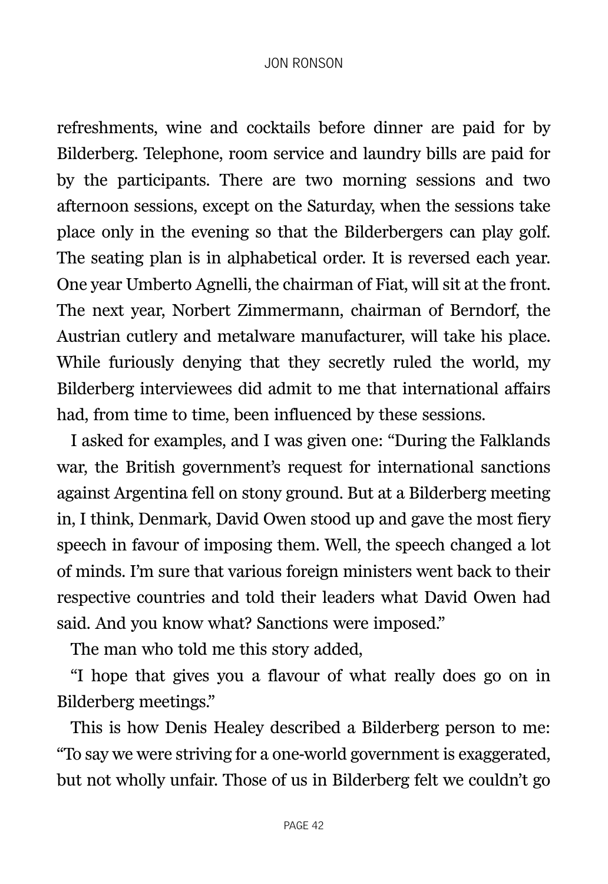refreshments, wine and cocktails before dinner are paid for by Bilderberg. Telephone, room service and laundry bills are paid for by the participants. There are two morning sessions and two afternoon sessions, except on the Saturday, when the sessions take place only in the evening so that the Bilderbergers can play golf. The seating plan is in alphabetical order. It is reversed each year. One year Umberto Agnelli, the chairman of Fiat, will sit at the front. The next year, Norbert Zimmermann, chairman of Berndorf, the Austrian cutlery and metalware manufacturer, will take his place. While furiously denying that they secretly ruled the world, my Bilderberg interviewees did admit to me that international affairs had, from time to time, been influenced by these sessions.

I asked for examples, and I was given one: "During the Falklands war, the British government's request for international sanctions against Argentina fell on stony ground. But at a Bilderberg meeting in, I think, Denmark, David Owen stood up and gave the most fiery speech in favour of imposing them. Well, the speech changed a lot of minds. I'm sure that various foreign ministers went back to their respective countries and told their leaders what David Owen had said. And you know what? Sanctions were imposed."

The man who told me this story added,

"I hope that gives you a flavour of what really does go on in Bilderberg meetings."

This is how Denis Healey described a Bilderberg person to me: "To say we were striving for a one-world government is exaggerated, but not wholly unfair. Those of us in Bilderberg felt we couldn't go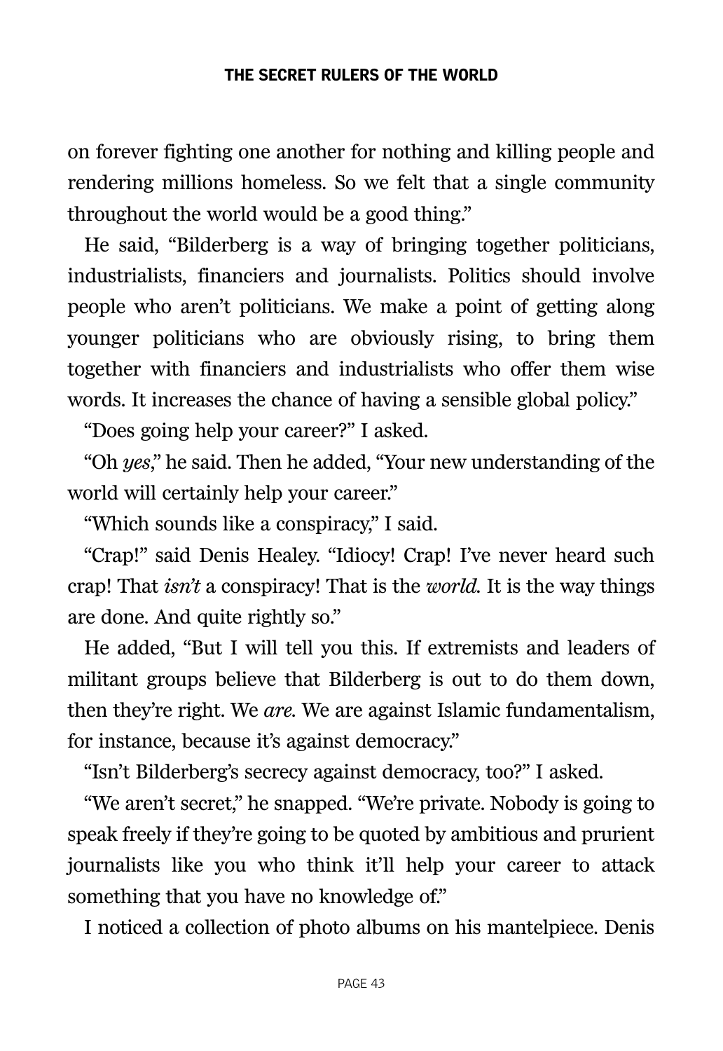on forever fighting one another for nothing and killing people and rendering millions homeless. So we felt that a single community throughout the world would be a good thing."

He said, "Bilderberg is a way of bringing together politicians, industrialists, financiers and journalists. Politics should involve people who aren't politicians. We make a point of getting along younger politicians who are obviously rising, to bring them together with financiers and industrialists who offer them wise words. It increases the chance of having a sensible global policy."

"Does going help your career?" I asked.

"Oh *yes*," he said. Then he added, "Your new understanding of the world will certainly help your career."

"Which sounds like a conspiracy," I said.

"Crap!" said Denis Healey. "Idiocy! Crap! I've never heard such crap! That *isn't* a conspiracy! That is the *world.* It is the way things are done. And quite rightly so."

He added, "But I will tell you this. If extremists and leaders of militant groups believe that Bilderberg is out to do them down, then they're right. We *are.* We are against Islamic fundamentalism, for instance, because it's against democracy."

"Isn't Bilderberg's secrecy against democracy, too?" I asked.

"We aren't secret," he snapped. "We're private. Nobody is going to speak freely if they're going to be quoted by ambitious and prurient journalists like you who think it'll help your career to attack something that you have no knowledge of."

I noticed a collection of photo albums on his mantelpiece. Denis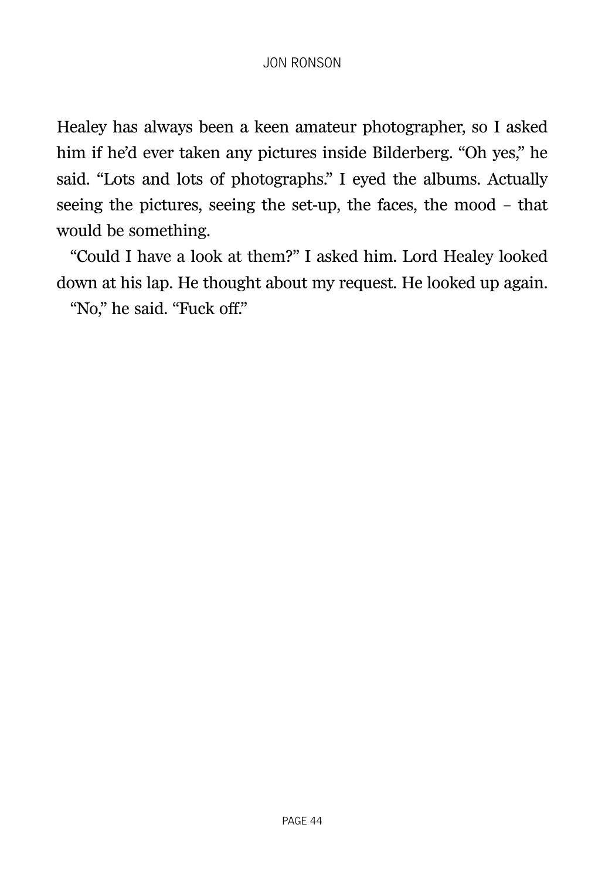Healey has always been a keen amateur photographer, so I asked him if he'd ever taken any pictures inside Bilderberg. "Oh yes," he said. "Lots and lots of photographs." I eyed the albums. Actually seeing the pictures, seeing the set-up, the faces, the mood – that would be something.

"Could I have a look at them?" I asked him. Lord Healey looked down at his lap. He thought about my request. He looked up again.

"No," he said. "Fuck off."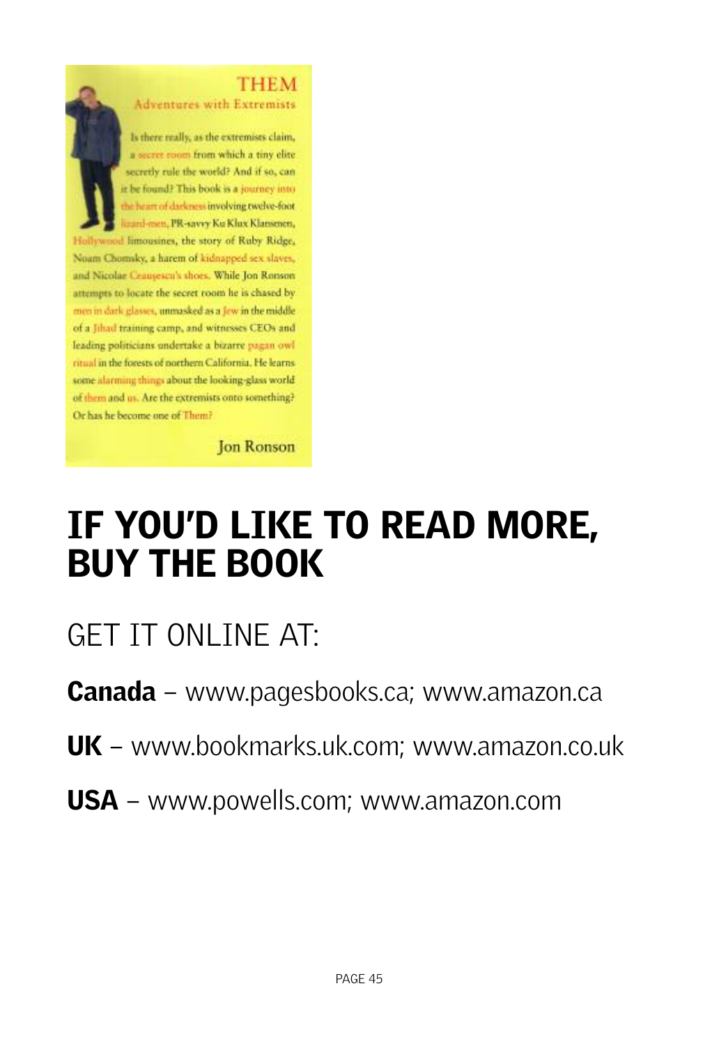THEM

Adventures with Extremists

Is there really, as the extremists claim, a secret room from which a tiny elite secretly rule the world? And if so, can it be found? This book is a journey into the heart of darkness involving twelve-foot lizard-men, PR-savvy Ku Klux Klansmen, Hollywood limousines, the story of Ruby Ridge, Noam Chomsky, a harem of kidnapped sex slaves, and Nicolae Ceaușescu's shoes. While Jon Ronson attempts to locate the secret room he is chased by men in dark glasses, unmasked as a Jew in the middle of a Jihad training camp, and witnesses CEOs and leading politicians undertake a bizarre pagan owl ritual in the forests of northern California. He learns some alarming things about the looking-glass world of them and us. Are the extremists onto something? Or has he become one of Them?

Jon Ronson

# IF YOU'D LIKE TO READ MORE, BUY THE BOOK

## GET IT ONLINE AT:

**Canada** – www.pagesbooks.ca; www.amazon.ca

**UK** – www.bookmarks.uk.com; www.amazon.co.uk

**USA** – www.powells.com; www.amazon.com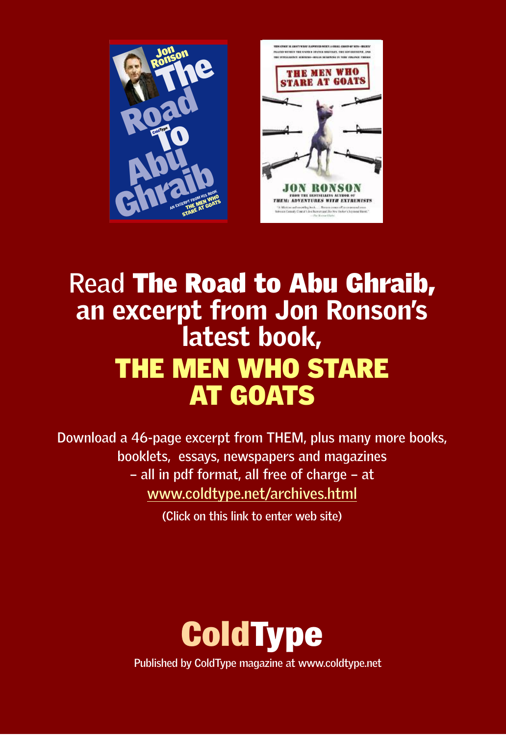Read **The Road to Abu Ghraib, an excerpt from Jon Ronson's latest book,**

# THE MEN WHO STARE AT GOATS

**Download a 46-page excerpt from THEM, plus many more books, booklets, essays, newspapers and magazines – all in pdf format, all free of charge – at www.coldtype.net/archives.html**

(Click on this link to enter web site)

**ColdType**

Published by ColdType magazine at www.coldtype.net